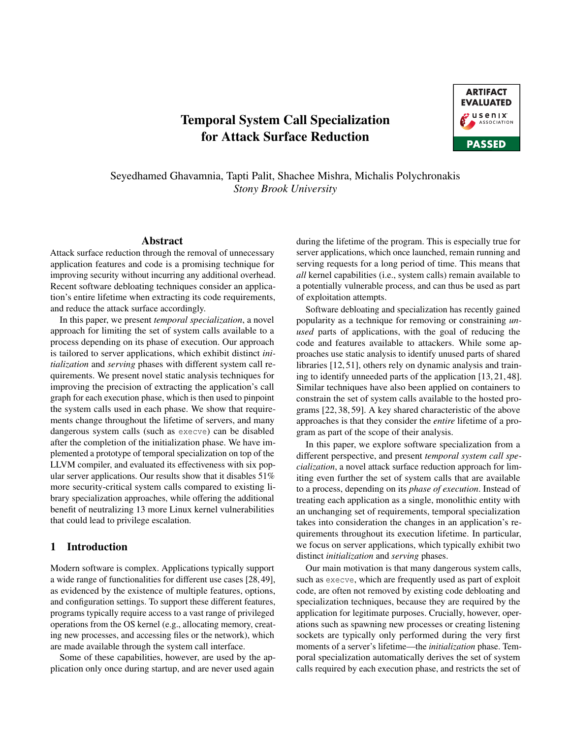# Temporal System Call Specialization for Attack Surface Reduction

Seyedhamed Ghavamnia, Tapti Palit, Shachee Mishra, Michalis Polychronakis
*Stony Brook University*

## Abstract

Attack surface reduction through the removal of unnecessary application features and code is a promising technique for improving security without incurring any additional overhead. Recent software debloating techniques consider an application's entire lifetime when extracting its code requirements, and reduce the attack surface accordingly.

In this paper, we present *temporal specialization*, a novel approach for limiting the set of system calls available to a process depending on its phase of execution. Our approach is tailored to server applications, which exhibit distinct *initialization* and *serving* phases with different system call requirements. We present novel static analysis techniques for improving the precision of extracting the application's call graph for each execution phase, which is then used to pinpoint the system calls used in each phase. We show that requirements change throughout the lifetime of servers, and many dangerous system calls (such as `execve`) can be disabled after the completion of the initialization phase. We have implemented a prototype of temporal specialization on top of the LLVM compiler, and evaluated its effectiveness with six popular server applications. Our results show that it disables 51% more security-critical system calls compared to existing library specialization approaches, while offering the additional benefit of neutralizing 13 more Linux kernel vulnerabilities that could lead to privilege escalation.

## 1 Introduction

Modern software is complex. Applications typically support a wide range of functionalities for different use cases [28,49], as evidenced by the existence of multiple features, options, and configuration settings. To support these different features, programs typically require access to a vast range of privileged operations from the OS kernel (e.g., allocating memory, creating new processes, and accessing files or the network), which are made available through the system call interface.

Some of these capabilities, however, are used by the application only once during startup, and are never used again during the lifetime of the program. This is especially true for server applications, which once launched, remain running and serving requests for a long period of time. This means that *all* kernel capabilities (i.e., system calls) remain available to a potentially vulnerable process, and can thus be used as part of exploitation attempts.

Software debloating and specialization has recently gained popularity as a technique for removing or constraining *unused* parts of applications, with the goal of reducing the code and features available to attackers. While some approaches use static analysis to identify unused parts of shared libraries [12,51], others rely on dynamic analysis and training to identify unneeded parts of the application [13,21,48]. Similar techniques have also been applied on containers to constrain the set of system calls available to the hosted programs [22,38,59]. A key shared characteristic of the above approaches is that they consider the *entire* lifetime of a program as part of the scope of their analysis.

In this paper, we explore software specialization from a different perspective, and present *temporal system call specialization*, a novel attack surface reduction approach for limiting even further the set of system calls that are available to a process, depending on its *phase of execution*. Instead of treating each application as a single, monolithic entity with an unchanging set of requirements, temporal specialization takes into consideration the changes in an application's requirements throughout its execution lifetime. In particular, we focus on server applications, which typically exhibit two distinct *initialization* and *serving* phases.

Our main motivation is that many dangerous system calls, such as `execve`, which are frequently used as part of exploit code, are often not removed by existing code debloating and specialization techniques, because they are required by the application for legitimate purposes. Crucially, however, operations such as spawning new processes or creating listening sockets are typically only performed during the very first moments of a server's lifetime—the *initialization* phase. Temporal specialization automatically derives the set of system calls required by each execution phase, and restricts the set of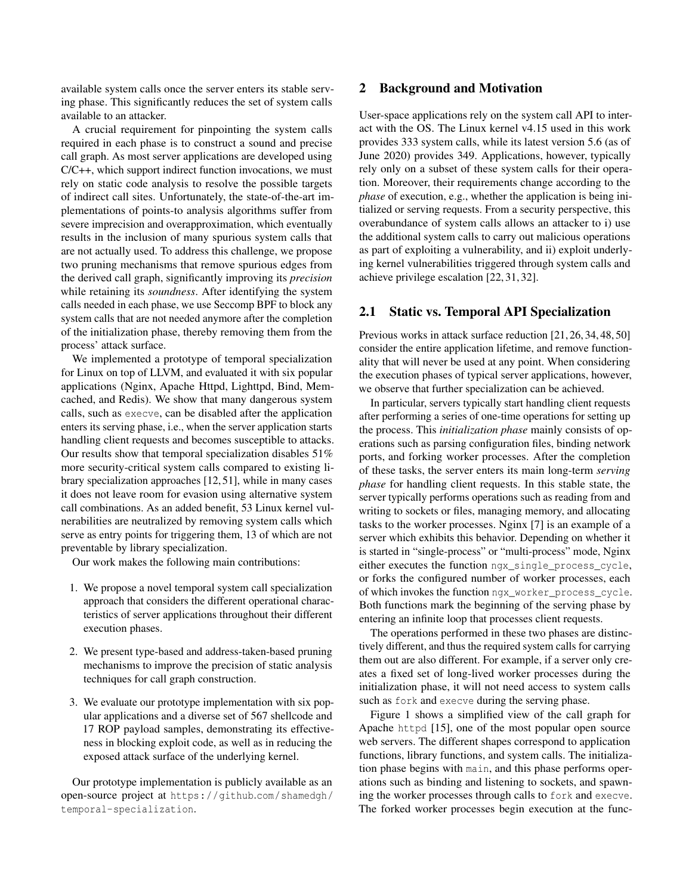available system calls once the server enters its stable serving phase. This significantly reduces the set of system calls available to an attacker.

A crucial requirement for pinpointing the system calls required in each phase is to construct a sound and precise call graph. As most server applications are developed using C/C++, which support indirect function invocations, we must rely on static code analysis to resolve the possible targets of indirect call sites. Unfortunately, the state-of-the-art implementations of points-to analysis algorithms suffer from severe imprecision and overapproximation, which eventually results in the inclusion of many spurious system calls that are not actually used. To address this challenge, we propose two pruning mechanisms that remove spurious edges from the derived call graph, significantly improving its *precision* while retaining its *soundness*. After identifying the system calls needed in each phase, we use Seccomp BPF to block any system calls that are not needed anymore after the completion of the initialization phase, thereby removing them from the process' attack surface.

We implemented a prototype of temporal specialization for Linux on top of LLVM, and evaluated it with six popular applications (Nginx, Apache Httpd, Lighttpd, Bind, Memcached, and Redis). We show that many dangerous system calls, such as `execve`, can be disabled after the application enters its serving phase, i.e., when the server application starts handling client requests and becomes susceptible to attacks. Our results show that temporal specialization disables 51% more security-critical system calls compared to existing library specialization approaches [12, 51], while in many cases it does not leave room for evasion using alternative system call combinations. As an added benefit, 53 Linux kernel vulnerabilities are neutralized by removing system calls which serve as entry points for triggering them, 13 of which are not preventable by library specialization.

Our work makes the following main contributions:

1. We propose a novel temporal system call specialization approach that considers the different operational characteristics of server applications throughout their different execution phases.

2. We present type-based and address-taken-based pruning mechanisms to improve the precision of static analysis techniques for call graph construction.

3. We evaluate our prototype implementation with six popular applications and a diverse set of 567 shellcode and 17 ROP payload samples, demonstrating its effectiveness in blocking exploit code, as well as in reducing the exposed attack surface of the underlying kernel.

Our prototype implementation is publicly available as an open-source project at `https://github.com/shamedgh/temporal-specialization`.

## 2 Background and Motivation

User-space applications rely on the system call API to interact with the OS. The Linux kernel v4.15 used in this work provides 333 system calls, while its latest version 5.6 (as of June 2020) provides 349. Applications, however, typically rely only on a subset of these system calls for their operation. Moreover, their requirements change according to the *phase* of execution, e.g., whether the application is being initialized or serving requests. From a security perspective, this overabundance of system calls allows an attacker to i) use the additional system calls to carry out malicious operations as part of exploiting a vulnerability, and ii) exploit underlying kernel vulnerabilities triggered through system calls and achieve privilege escalation [22, 31, 32].

### 2.1 Static vs. Temporal API Specialization

Previous works in attack surface reduction [21, 26, 34, 48, 50] consider the entire application lifetime, and remove functionality that will never be used at any point. When considering the execution phases of typical server applications, however, we observe that further specialization can be achieved.

In particular, servers typically start handling client requests after performing a series of one-time operations for setting up the process. This *initialization phase* mainly consists of operations such as parsing configuration files, binding network ports, and forking worker processes. After the completion of these tasks, the server enters its main long-term *serving phase* for handling client requests. In this stable state, the server typically performs operations such as reading from and writing to sockets or files, managing memory, and allocating tasks to the worker processes. Nginx [7] is an example of a server which exhibits this behavior. Depending on whether it is started in "single-process" or "multi-process" mode, Nginx either executes the function `ngx_single_process_cycle`, or forks the configured number of worker processes, each of which invokes the function `ngx_worker_process_cycle`. Both functions mark the beginning of the serving phase by entering an infinite loop that processes client requests.

The operations performed in these two phases are distinctively different, and thus the required system calls for carrying them out are also different. For example, if a server only creates a fixed set of long-lived worker processes during the initialization phase, it will not need access to system calls such as `fork` and `execve` during the serving phase.

Figure 1 shows a simplified view of the call graph for Apache `httpd` [15], one of the most popular open source web servers. The different shapes correspond to application functions, library functions, and system calls. The initialization phase begins with `main`, and this phase performs operations such as binding and listening to sockets, and spawning the worker processes through calls to `fork` and `execve`. The forked worker processes begin execution at the func-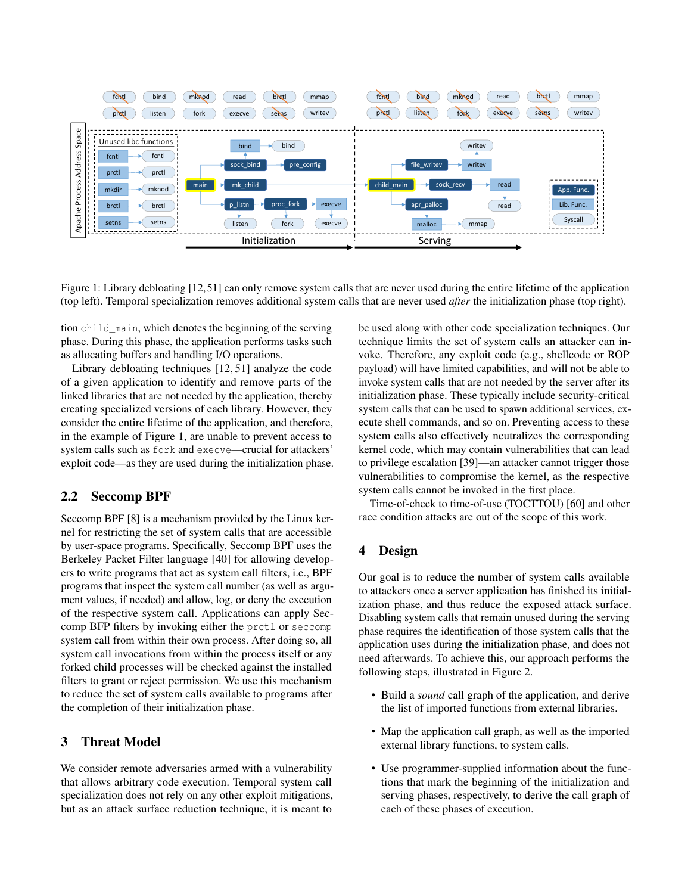Figure 1: Library debloating [12, 51] can only remove system calls that are never used during the entire lifetime of the application (top left). Temporal specialization removes additional system calls that are never used *after* the initialization phase (top right).

tion `child_main`, which denotes the beginning of the serving phase. During this phase, the application performs tasks such as allocating buffers and handling I/O operations.

Library debloating techniques [12, 51] analyze the code of a given application to identify and remove parts of the linked libraries that are not needed by the application, thereby creating specialized versions of each library. However, they consider the entire lifetime of the application, and therefore, in the example of Figure 1, are unable to prevent access to system calls such as `fork` and `execve`—crucial for attackers' exploit code—as they are used during the initialization phase.

## 2.2 Seccomp BPF

Seccomp BPF [8] is a mechanism provided by the Linux kernel for restricting the set of system calls that are accessible by user-space programs. Specifically, Seccomp BPF uses the Berkeley Packet Filter language [40] for allowing developers to write programs that act as system call filters, i.e., BPF programs that inspect the system call number (as well as argument values, if needed) and allow, log, or deny the execution of the respective system call. Applications can apply Seccomp BFP filters by invoking either the `prctl` or `seccomp` system call from within their own process. After doing so, all system call invocations from within the process itself or any forked child processes will be checked against the installed filters to grant or reject permission. We use this mechanism to reduce the set of system calls available to programs after the completion of their initialization phase.

# 3 Threat Model

We consider remote adversaries armed with a vulnerability that allows arbitrary code execution. Temporal system call specialization does not rely on any other exploit mitigations, but as an attack surface reduction technique, it is meant to be used along with other code specialization techniques. Our technique limits the set of system calls an attacker can invoke. Therefore, any exploit code (e.g., shellcode or ROP payload) will have limited capabilities, and will not be able to invoke system calls that are not needed by the server after its initialization phase. These typically include security-critical system calls that can be used to spawn additional services, execute shell commands, and so on. Preventing access to these system calls also effectively neutralizes the corresponding kernel code, which may contain vulnerabilities that can lead to privilege escalation [39]—an attacker cannot trigger those vulnerabilities to compromise the kernel, as the respective system calls cannot be invoked in the first place.

Time-of-check to time-of-use (TOCTTOU) [60] and other race condition attacks are out of the scope of this work.

# 4 Design

Our goal is to reduce the number of system calls available to attackers once a server application has finished its initialization phase, and thus reduce the exposed attack surface. Disabling system calls that remain unused during the serving phase requires the identification of those system calls that the application uses during the initialization phase, and does not need afterwards. To achieve this, our approach performs the following steps, illustrated in Figure 2.

- Build a *sound* call graph of the application, and derive the list of imported functions from external libraries.
- Map the application call graph, as well as the imported external library functions, to system calls.
- Use programmer-supplied information about the functions that mark the beginning of the initialization and serving phases, respectively, to derive the call graph of each of these phases of execution.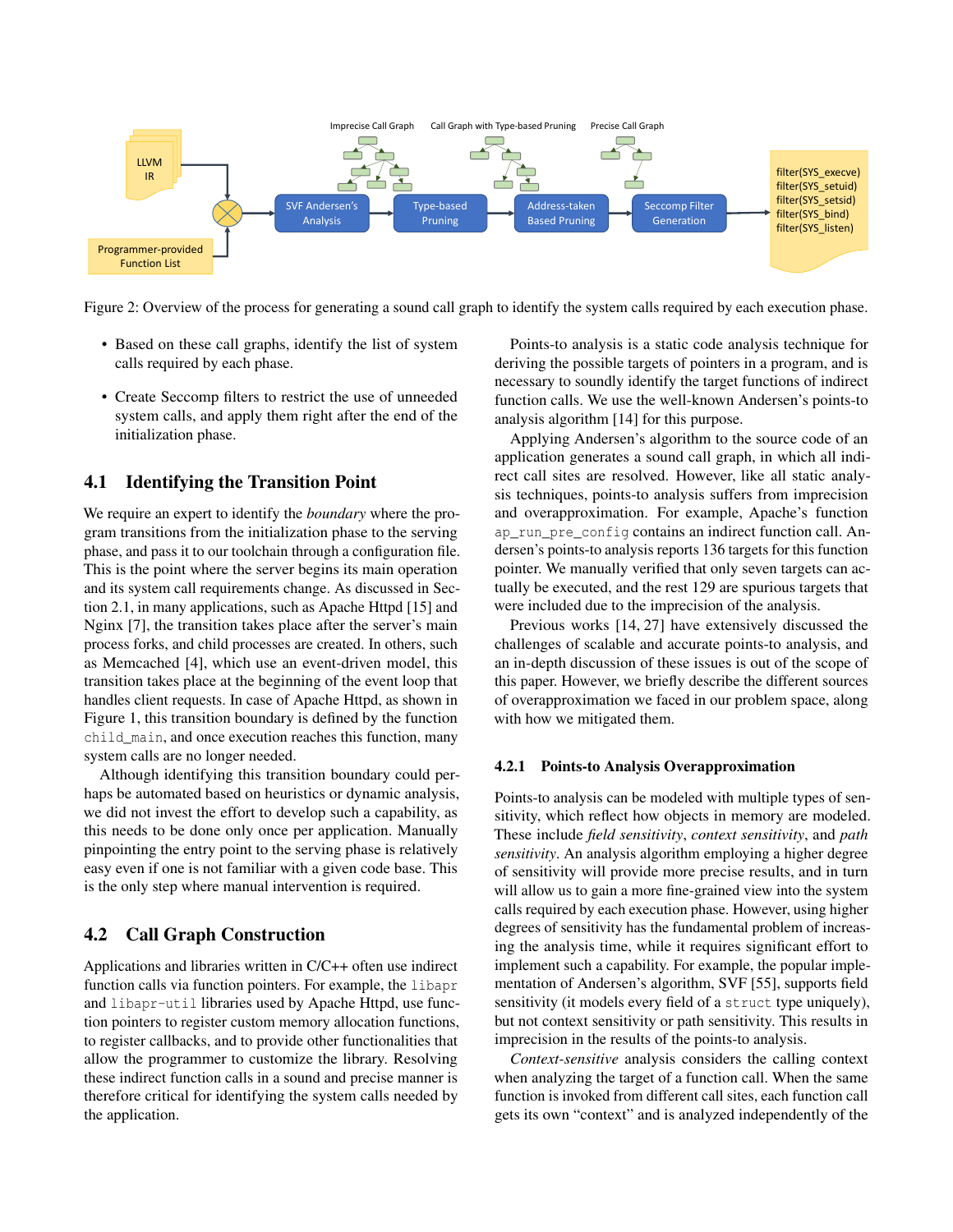Figure 2: Overview of the process for generating a sound call graph to identify the system calls required by each execution phase.

- Based on these call graphs, identify the list of system calls required by each phase.
- Create Seccomp filters to restrict the use of unneeded system calls, and apply them right after the end of the initialization phase.

## 4.1 Identifying the Transition Point

We require an expert to identify the *boundary* where the program transitions from the initialization phase to the serving phase, and pass it to our toolchain through a configuration file. This is the point where the server begins its main operation and its system call requirements change. As discussed in Section 2.1, in many applications, such as Apache Httpd [15] and Nginx [7], the transition takes place after the server's main process forks, and child processes are created. In others, such as Memcached [4], which use an event-driven model, this transition takes place at the beginning of the event loop that handles client requests. In case of Apache Httpd, as shown in Figure 1, this transition boundary is defined by the function `child_main`, and once execution reaches this function, many system calls are no longer needed.

Although identifying this transition boundary could perhaps be automated based on heuristics or dynamic analysis, we did not invest the effort to develop such a capability, as this needs to be done only once per application. Manually pinpointing the entry point to the serving phase is relatively easy even if one is not familiar with a given code base. This is the only step where manual intervention is required.

## 4.2 Call Graph Construction

Applications and libraries written in C/C++ often use indirect function calls via function pointers. For example, the `libapr` and `libapr-util` libraries used by Apache Httpd, use function pointers to register custom memory allocation functions, to register callbacks, and to provide other functionalities that allow the programmer to customize the library. Resolving these indirect function calls in a sound and precise manner is therefore critical for identifying the system calls needed by the application.

Points-to analysis is a static code analysis technique for deriving the possible targets of pointers in a program, and is necessary to soundly identify the target functions of indirect function calls. We use the well-known Andersen's points-to analysis algorithm [14] for this purpose.

Applying Andersen's algorithm to the source code of an application generates a sound call graph, in which all indirect call sites are resolved. However, like all static analysis techniques, points-to analysis suffers from imprecision and overapproximation. For example, Apache's function `ap_run_pre_config` contains an indirect function call. Andersen's points-to analysis reports 136 targets for this function pointer. We manually verified that only seven targets can actually be executed, and the rest 129 are spurious targets that were included due to the imprecision of the analysis.

Previous works [14, 27] have extensively discussed the challenges of scalable and accurate points-to analysis, and an in-depth discussion of these issues is out of the scope of this paper. However, we briefly describe the different sources of overapproximation we faced in our problem space, along with how we mitigated them.

### 4.2.1 Points-to Analysis Overapproximation

Points-to analysis can be modeled with multiple types of sensitivity, which reflect how objects in memory are modeled. These include *field sensitivity*, *context sensitivity*, and *path sensitivity*. An analysis algorithm employing a higher degree of sensitivity will provide more precise results, and in turn will allow us to gain a more fine-grained view into the system calls required by each execution phase. However, using higher degrees of sensitivity has the fundamental problem of increasing the analysis time, while it requires significant effort to implement such a capability. For example, the popular implementation of Andersen's algorithm, SVF [55], supports field sensitivity (it models every field of a `struct` type uniquely), but not context sensitivity or path sensitivity. This results in imprecision in the results of the points-to analysis.

*Context-sensitive* analysis considers the calling context when analyzing the target of a function call. When the same function is invoked from different call sites, each function call gets its own "context" and is analyzed independently of the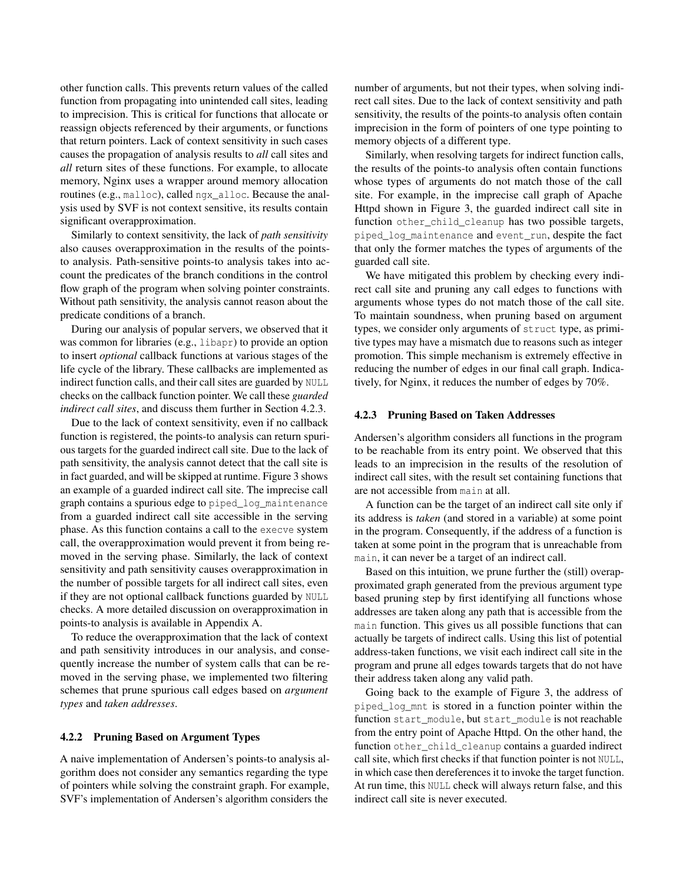other function calls. This prevents return values of the called function from propagating into unintended call sites, leading to imprecision. This is critical for functions that allocate or reassign objects referenced by their arguments, or functions that return pointers. Lack of context sensitivity in such cases causes the propagation of analysis results to *all* call sites and *all* return sites of these functions. For example, to allocate memory, Nginx uses a wrapper around memory allocation routines (e.g., `malloc`), called `ngx_alloc`. Because the analysis used by SVF is not context sensitive, its results contain significant overapproximation.

Similarly to context sensitivity, the lack of *path sensitivity* also causes overapproximation in the results of the points-to analysis. Path-sensitive points-to analysis takes into account the predicates of the branch conditions in the control flow graph of the program when solving pointer constraints. Without path sensitivity, the analysis cannot reason about the predicate conditions of a branch.

During our analysis of popular servers, we observed that it was common for libraries (e.g., `libapr`) to provide an option to insert *optional* callback functions at various stages of the life cycle of the library. These callbacks are implemented as indirect function calls, and their call sites are guarded by `NULL` checks on the callback function pointer. We call these *guarded indirect call sites*, and discuss them further in Section 4.2.3.

Due to the lack of context sensitivity, even if no callback function is registered, the points-to analysis can return spurious targets for the guarded indirect call site. Due to the lack of path sensitivity, the analysis cannot detect that the call site is in fact guarded, and will be skipped at runtime. Figure 3 shows an example of a guarded indirect call site. The imprecise call graph contains a spurious edge to `piped_log_maintenance` from a guarded indirect call site accessible in the serving phase. As this function contains a call to the `execve` system call, the overapproximation would prevent it from being removed in the serving phase. Similarly, the lack of context sensitivity and path sensitivity causes overapproximation in the number of possible targets for all indirect call sites, even if they are not optional callback functions guarded by `NULL` checks. A more detailed discussion on overapproximation in points-to analysis is available in Appendix A.

To reduce the overapproximation that the lack of context and path sensitivity introduces in our analysis, and consequently increase the number of system calls that can be removed in the serving phase, we implemented two filtering schemes that prune spurious call edges based on *argument types* and *taken addresses*.

#### 4.2.2 Pruning Based on Argument Types

A naive implementation of Andersen's points-to analysis algorithm does not consider any semantics regarding the type of pointers while solving the constraint graph. For example, SVF's implementation of Andersen's algorithm considers the number of arguments, but not their types, when solving indirect call sites. Due to the lack of context sensitivity and path sensitivity, the results of the points-to analysis often contain imprecision in the form of pointers of one type pointing to memory objects of a different type.

Similarly, when resolving targets for indirect function calls, the results of the points-to analysis often contain functions whose types of arguments do not match those of the call site. For example, in the imprecise call graph of Apache Httpd shown in Figure 3, the guarded indirect call site in function `other_child_cleanup` has two possible targets, `piped_log_maintenance` and `event_run`, despite the fact that only the former matches the types of arguments of the guarded call site.

We have mitigated this problem by checking every indirect call site and pruning any call edges to functions with arguments whose types do not match those of the call site. To maintain soundness, when pruning based on argument types, we consider only arguments of `struct` type, as primitive types may have a mismatch due to reasons such as integer promotion. This simple mechanism is extremely effective in reducing the number of edges in our final call graph. Indicatively, for Nginx, it reduces the number of edges by 70%.

#### 4.2.3 Pruning Based on Taken Addresses

Andersen's algorithm considers all functions in the program to be reachable from its entry point. We observed that this leads to an imprecision in the results of the resolution of indirect call sites, with the result set containing functions that are not accessible from `main` at all.

A function can be the target of an indirect call site only if its address is *taken* (and stored in a variable) at some point in the program. Consequently, if the address of a function is taken at some point in the program that is unreachable from `main`, it can never be a target of an indirect call.

Based on this intuition, we prune further the (still) overapproximated graph generated from the previous argument type based pruning step by first identifying all functions whose addresses are taken along any path that is accessible from the `main` function. This gives us all possible functions that can actually be targets of indirect calls. Using this list of potential address-taken functions, we visit each indirect call site in the program and prune all edges towards targets that do not have their address taken along any valid path.

Going back to the example of Figure 3, the address of `piped_log_mnt` is stored in a function pointer within the function `start_module`, but `start_module` is not reachable from the entry point of Apache Httpd. On the other hand, the function `other_child_cleanup` contains a guarded indirect call site, which first checks if that function pointer is not `NULL`, in which case then dereferences it to invoke the target function. At run time, this `NULL` check will always return false, and this indirect call site is never executed.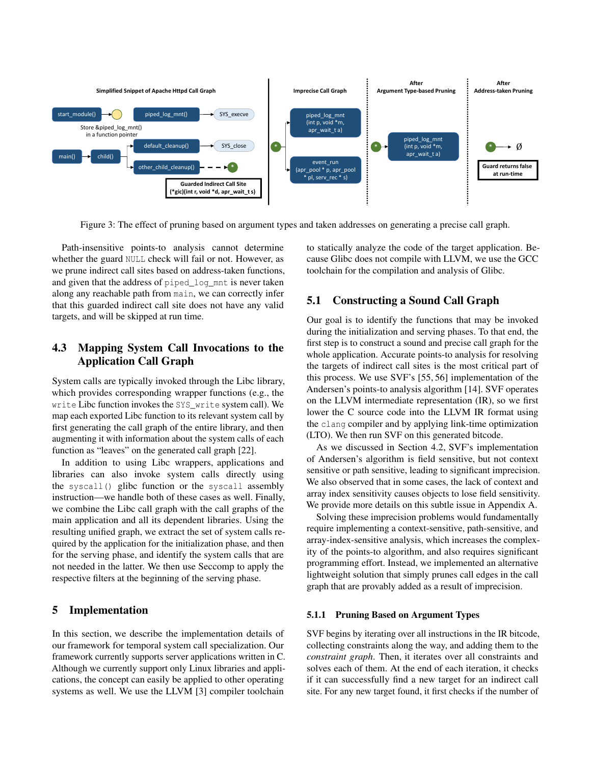Figure 3: The effect of pruning based on argument types and taken addresses on generating a precise call graph.

Path-insensitive points-to analysis cannot determine whether the guard NULL check will fail or not. However, as we prune indirect call sites based on address-taken functions, and given that the address of piped_log_mnt is never taken along any reachable path from main, we can correctly infer that this guarded indirect call site does not have any valid targets, and will be skipped at run time.

## 4.3 Mapping System Call Invocations to the Application Call Graph

System calls are typically invoked through the Libc library, which provides corresponding wrapper functions (e.g., the write Libc function invokes the SYS_write system call). We map each exported Libc function to its relevant system call by first generating the call graph of the entire library, and then augmenting it with information about the system calls of each function as "leaves" on the generated call graph [22].

In addition to using Libc wrappers, applications and libraries can also invoke system calls directly using the syscall() glibc function or the syscall assembly instruction—we handle both of these cases as well. Finally, we combine the Libc call graph with the call graphs of the main application and all its dependent libraries. Using the resulting unified graph, we extract the set of system calls required by the application for the initialization phase, and then for the serving phase, and identify the system calls that are not needed in the latter. We then use Seccomp to apply the respective filters at the beginning of the serving phase.

# 5 Implementation

In this section, we describe the implementation details of our framework for temporal system call specialization. Our framework currently supports server applications written in C. Although we currently support only Linux libraries and applications, the concept can easily be applied to other operating systems as well. We use the LLVM [3] compiler toolchain to statically analyze the code of the target application. Because Glibc does not compile with LLVM, we use the GCC toolchain for the compilation and analysis of Glibc.

## 5.1 Constructing a Sound Call Graph

Our goal is to identify the functions that may be invoked during the initialization and serving phases. To that end, the first step is to construct a sound and precise call graph for the whole application. Accurate points-to analysis for resolving the targets of indirect call sites is the most critical part of this process. We use SVF's [55, 56] implementation of the Andersen's points-to analysis algorithm [14]. SVF operates on the LLVM intermediate representation (IR), so we first lower the C source code into the LLVM IR format using the clang compiler and by applying link-time optimization (LTO). We then run SVF on this generated bitcode.

As we discussed in Section 4.2, SVF's implementation of Andersen's algorithm is field sensitive, but not context sensitive or path sensitive, leading to significant imprecision. We also observed that in some cases, the lack of context and array index sensitivity causes objects to lose field sensitivity. We provide more details on this subtle issue in Appendix A.

Solving these imprecision problems would fundamentally require implementing a context-sensitive, path-sensitive, and array-index-sensitive analysis, which increases the complexity of the points-to algorithm, and also requires significant programming effort. Instead, we implemented an alternative lightweight solution that simply prunes call edges in the call graph that are provably added as a result of imprecision.

### 5.1.1 Pruning Based on Argument Types

SVF begins by iterating over all instructions in the IR bitcode, collecting constraints along the way, and adding them to the *constraint graph*. Then, it iterates over all constraints and solves each of them. At the end of each iteration, it checks if it can successfully find a new target for an indirect call site. For any new target found, it first checks if the number of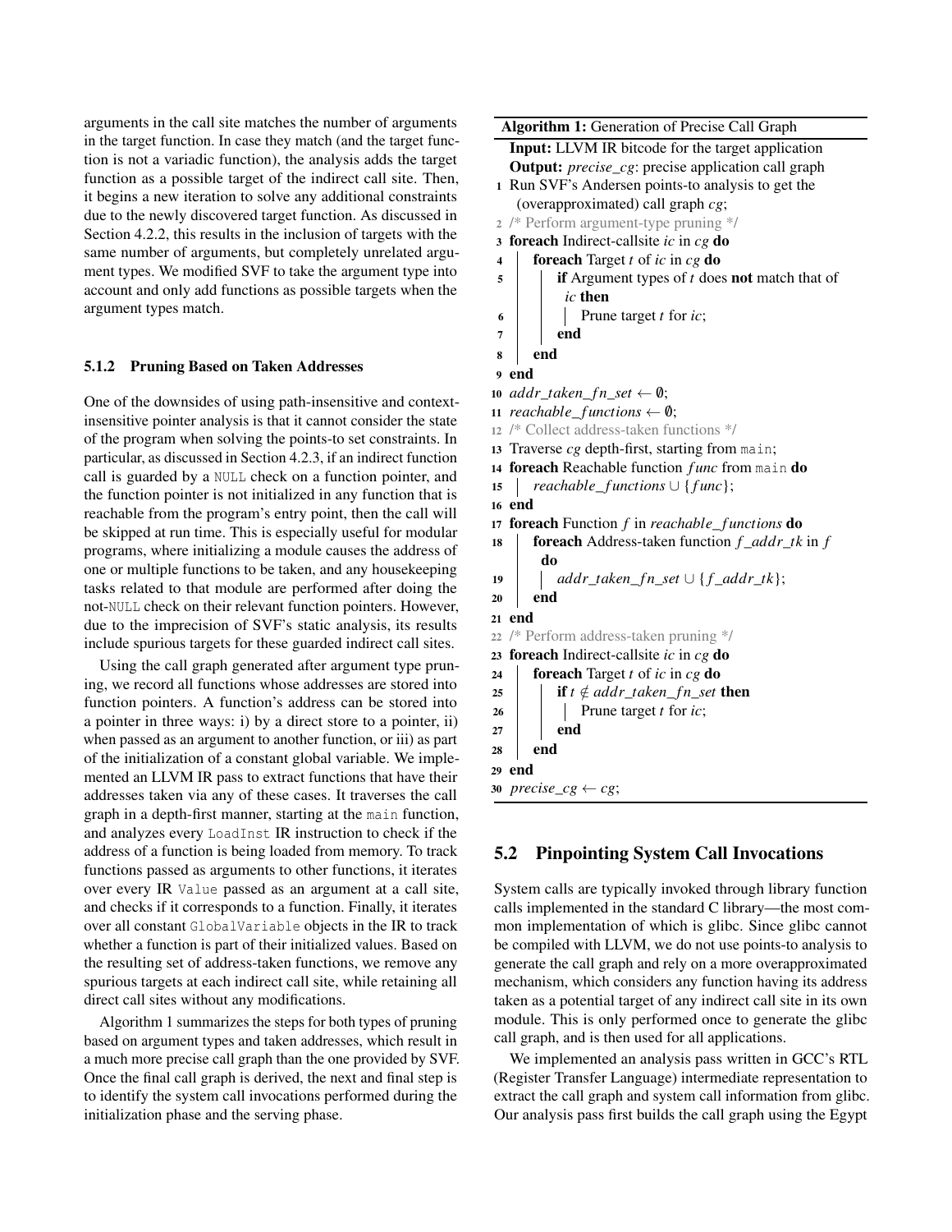arguments in the call site matches the number of arguments in the target function. In case they match (and the target function is not a variadic function), the analysis adds the target function as a possible target of the indirect call site. Then, it begins a new iteration to solve any additional constraints due to the newly discovered target function. As discussed in Section 4.2.2, this results in the inclusion of targets with the same number of arguments, but completely unrelated argument types. We modified SVF to take the argument type into account and only add functions as possible targets when the argument types match.

### 5.1.2 Pruning Based on Taken Addresses

One of the downsides of using path-insensitive and context-insensitive pointer analysis is that it cannot consider the state of the program when solving the points-to set constraints. In particular, as discussed in Section 4.2.3, if an indirect function call is guarded by a `NULL` check on a function pointer, and the function pointer is not initialized in any function that is reachable from the program's entry point, then the call will be skipped at run time. This is especially useful for modular programs, where initializing a module causes the address of one or multiple functions to be taken, and any housekeeping tasks related to that module are performed after doing the not-`NULL` check on their relevant function pointers. However, due to the imprecision of SVF's static analysis, its results include spurious targets for these guarded indirect call sites.

Using the call graph generated after argument type pruning, we record all functions whose addresses are stored into function pointers. A function's address can be stored into a pointer in three ways: i) by a direct store to a pointer, ii) when passed as an argument to another function, or iii) as part of the initialization of a constant global variable. We implemented an LLVM IR pass to extract functions that have their addresses taken via any of these cases. It traverses the call graph in a depth-first manner, starting at the `main` function, and analyzes every `LoadInst` IR instruction to check if the address of a function is being loaded from memory. To track functions passed as arguments to other functions, it iterates over every IR `Value` passed as an argument at a call site, and checks if it corresponds to a function. Finally, it iterates over all constant `GlobalVariable` objects in the IR to track whether a function is part of their initialized values. Based on the resulting set of address-taken functions, we remove any spurious targets at each indirect call site, while retaining all direct call sites without any modifications.

Algorithm 1 summarizes the steps for both types of pruning based on argument types and taken addresses, which result in a much more precise call graph than the one provided by SVF. Once the final call graph is derived, the next and final step is to identify the system call invocations performed during the initialization phase and the serving phase.

**Algorithm 1:** Generation of Precise Call Graph

**Input:** LLVM IR bitcode for the target application
**Output:** *precise_cg*: precise application call graph

```
1  Run SVF's Andersen points-to analysis to get the
     (overapproximated) call graph cg;
2  /* Perform argument-type pruning */
3  foreach Indirect-callsite ic in cg do
4      foreach Target t of ic in cg do
5          if Argument types of t does not match that of
             ic then
6              Prune target t for ic;
7          end
8      end
9  end
10 addr_taken_fn_set ← ∅;
11 reachable_functions ← ∅;
12 /* Collect address-taken functions */
13 Traverse cg depth-first, starting from main;
14 foreach Reachable function func from main do
15     reachable_functions ∪ {func};
16 end
17 foreach Function f in reachable_functions do
18     foreach Address-taken function f_addr_tk in f
         do
19         addr_taken_fn_set ∪ {f_addr_tk};
20     end
21 end
22 /* Perform address-taken pruning */
23 foreach Indirect-callsite ic in cg do
24     foreach Target t of ic in cg do
25         if t ∉ addr_taken_fn_set then
26             Prune target t for ic;
27         end
28     end
29 end
30 precise_cg ← cg;
```

## 5.2 Pinpointing System Call Invocations

System calls are typically invoked through library function calls implemented in the standard C library—the most common implementation of which is glibc. Since glibc cannot be compiled with LLVM, we do not use points-to analysis to generate the call graph and rely on a more overapproximated mechanism, which considers any function having its address taken as a potential target of any indirect call site in its own module. This is only performed once to generate the glibc call graph, and is then used for all applications.

We implemented an analysis pass written in GCC's RTL (Register Transfer Language) intermediate representation to extract the call graph and system call information from glibc. Our analysis pass first builds the call graph using the Egypt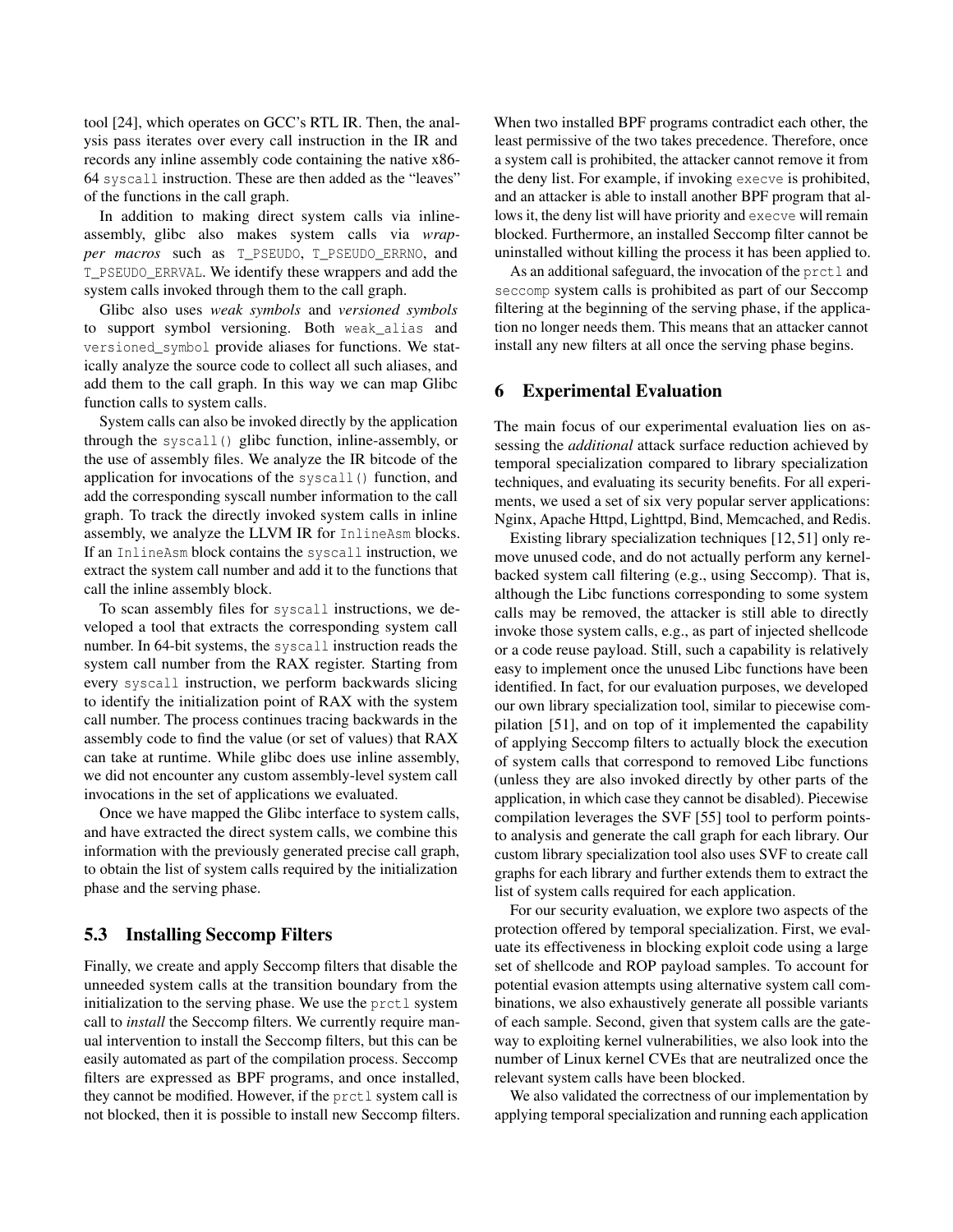tool [24], which operates on GCC's RTL IR. Then, the analysis pass iterates over every call instruction in the IR and records any inline assembly code containing the native x86-64 `syscall` instruction. These are then added as the "leaves" of the functions in the call graph.

In addition to making direct system calls via inline-assembly, glibc also makes system calls via *wrapper macros* such as `T_PSEUDO`, `T_PSEUDO_ERRNO`, and `T_PSEUDO_ERRVAL`. We identify these wrappers and add the system calls invoked through them to the call graph.

Glibc also uses *weak symbols* and *versioned symbols* to support symbol versioning. Both `weak_alias` and `versioned_symbol` provide aliases for functions. We statically analyze the source code to collect all such aliases, and add them to the call graph. In this way we can map Glibc function calls to system calls.

System calls can also be invoked directly by the application through the `syscall()` glibc function, inline-assembly, or the use of assembly files. We analyze the IR bitcode of the application for invocations of the `syscall()` function, and add the corresponding syscall number information to the call graph. To track the directly invoked system calls in inline assembly, we analyze the LLVM IR for `InlineAsm` blocks. If an `InlineAsm` block contains the `syscall` instruction, we extract the system call number and add it to the functions that call the inline assembly block.

To scan assembly files for `syscall` instructions, we developed a tool that extracts the corresponding system call number. In 64-bit systems, the `syscall` instruction reads the system call number from the RAX register. Starting from every `syscall` instruction, we perform backwards slicing to identify the initialization point of RAX with the system call number. The process continues tracing backwards in the assembly code to find the value (or set of values) that RAX can take at runtime. While glibc does use inline assembly, we did not encounter any custom assembly-level system call invocations in the set of applications we evaluated.

Once we have mapped the Glibc interface to system calls, and have extracted the direct system calls, we combine this information with the previously generated precise call graph, to obtain the list of system calls required by the initialization phase and the serving phase.

### 5.3 Installing Seccomp Filters

Finally, we create and apply Seccomp filters that disable the unneeded system calls at the transition boundary from the initialization to the serving phase. We use the `prctl` system call to *install* the Seccomp filters. We currently require manual intervention to install the Seccomp filters, but this can be easily automated as part of the compilation process. Seccomp filters are expressed as BPF programs, and once installed, they cannot be modified. However, if the `prctl` system call is not blocked, then it is possible to install new Seccomp filters. When two installed BPF programs contradict each other, the least permissive of the two takes precedence. Therefore, once a system call is prohibited, the attacker cannot remove it from the deny list. For example, if invoking `execve` is prohibited, and an attacker is able to install another BPF program that allows it, the deny list will have priority and `execve` will remain blocked. Furthermore, an installed Seccomp filter cannot be uninstalled without killing the process it has been applied to.

As an additional safeguard, the invocation of the `prctl` and `seccomp` system calls is prohibited as part of our Seccomp filtering at the beginning of the serving phase, if the application no longer needs them. This means that an attacker cannot install any new filters at all once the serving phase begins.

## 6 Experimental Evaluation

The main focus of our experimental evaluation lies on assessing the *additional* attack surface reduction achieved by temporal specialization compared to library specialization techniques, and evaluating its security benefits. For all experiments, we used a set of six very popular server applications: Nginx, Apache Httpd, Lighttpd, Bind, Memcached, and Redis.

Existing library specialization techniques [12, 51] only remove unused code, and do not actually perform any kernel-backed system call filtering (e.g., using Seccomp). That is, although the Libc functions corresponding to some system calls may be removed, the attacker is still able to directly invoke those system calls, e.g., as part of injected shellcode or a code reuse payload. Still, such a capability is relatively easy to implement once the unused Libc functions have been identified. In fact, for our evaluation purposes, we developed our own library specialization tool, similar to piecewise compilation [51], and on top of it implemented the capability of applying Seccomp filters to actually block the execution of system calls that correspond to removed Libc functions (unless they are also invoked directly by other parts of the application, in which case they cannot be disabled). Piecewise compilation leverages the SVF [55] tool to perform points-to analysis and generate the call graph for each library. Our custom library specialization tool also uses SVF to create call graphs for each library and further extends them to extract the list of system calls required for each application.

For our security evaluation, we explore two aspects of the protection offered by temporal specialization. First, we evaluate its effectiveness in blocking exploit code using a large set of shellcode and ROP payload samples. To account for potential evasion attempts using alternative system call combinations, we also exhaustively generate all possible variants of each sample. Second, given that system calls are the gateway to exploiting kernel vulnerabilities, we also look into the number of Linux kernel CVEs that are neutralized once the relevant system calls have been blocked.

We also validated the correctness of our implementation by applying temporal specialization and running each application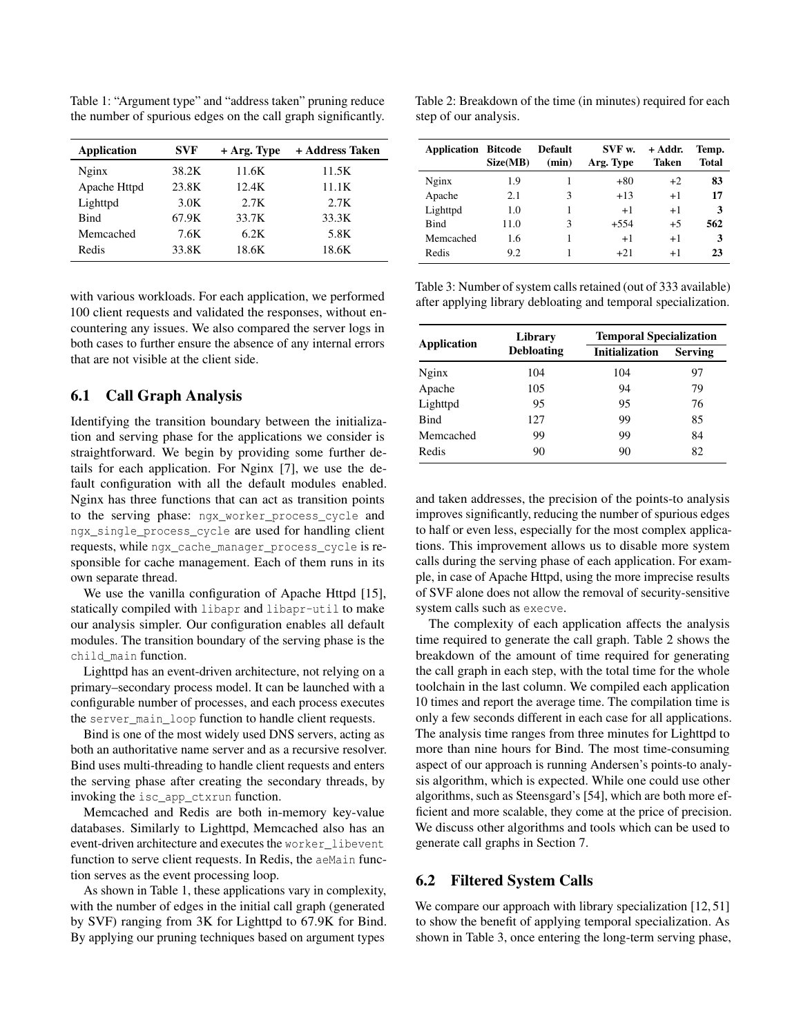Table 1: "Argument type" and "address taken" pruning reduce the number of spurious edges on the call graph significantly.

| Application | SVF | + Arg. Type | + Address Taken |
|---|---|---|---|
| Nginx | 38.2K | 11.6K | 11.5K |
| Apache Httpd | 23.8K | 12.4K | 11.1K |
| Lighttpd | 3.0K | 2.7K | 2.7K |
| Bind | 67.9K | 33.7K | 33.3K |
| Memcached | 7.6K | 6.2K | 5.8K |
| Redis | 33.8K | 18.6K | 18.6K |

with various workloads. For each application, we performed 100 client requests and validated the responses, without encountering any issues. We also compared the server logs in both cases to further ensure the absence of any internal errors that are not visible at the client side.

## 6.1 Call Graph Analysis

Identifying the transition boundary between the initialization and serving phase for the applications we consider is straightforward. We begin by providing some further details for each application. For Nginx [7], we use the default configuration with all the default modules enabled. Nginx has three functions that can act as transition points to the serving phase: `ngx_worker_process_cycle` and `ngx_single_process_cycle` are used for handling client requests, while `ngx_cache_manager_process_cycle` is responsible for cache management. Each of them runs in its own separate thread.

We use the vanilla configuration of Apache Httpd [15], statically compiled with `libapr` and `libapr-util` to make our analysis simpler. Our configuration enables all default modules. The transition boundary of the serving phase is the `child_main` function.

Lighttpd has an event-driven architecture, not relying on a primary–secondary process model. It can be launched with a configurable number of processes, and each process executes the `server_main_loop` function to handle client requests.

Bind is one of the most widely used DNS servers, acting as both an authoritative name server and as a recursive resolver. Bind uses multi-threading to handle client requests and enters the serving phase after creating the secondary threads, by invoking the `isc_app_ctxrun` function.

Memcached and Redis are both in-memory key-value databases. Similarly to Lighttpd, Memcached also has an event-driven architecture and executes the `worker_libevent` function to serve client requests. In Redis, the `aeMain` function serves as the event processing loop.

As shown in Table 1, these applications vary in complexity, with the number of edges in the initial call graph (generated by SVF) ranging from 3K for Lighttpd to 67.9K for Bind. By applying our pruning techniques based on argument types and taken addresses, the precision of the points-to analysis improves significantly, reducing the number of spurious edges to half or even less, especially for the most complex applications. This improvement allows us to disable more system calls during the serving phase of each application. For example, in case of Apache Httpd, using the more imprecise results of SVF alone does not allow the removal of security-sensitive system calls such as `execve`.

Table 2: Breakdown of the time (in minutes) required for each step of our analysis.

| Application | Bitcode Size(MB) | Default (min) | SVF w. Arg. Type | + Addr. Taken | Temp. Total |
|---|---|---|---|---|---|
| Nginx | 1.9 | 1 | +80 | +2 | **83** |
| Apache | 2.1 | 3 | +13 | +1 | **17** |
| Lighttpd | 1.0 | 1 | +1 | +1 | **3** |
| Bind | 11.0 | 3 | +554 | +5 | **562** |
| Memcached | 1.6 | 1 | +1 | +1 | **3** |
| Redis | 9.2 | 1 | +21 | +1 | **23** |

Table 3: Number of system calls retained (out of 333 available) after applying library debloating and temporal specialization.

| Application | Library Debloating | Temporal Specialization | |
|---|---|---|---|
| | | Initialization | Serving |
| Nginx | 104 | 104 | 97 |
| Apache | 105 | 94 | 79 |
| Lighttpd | 95 | 95 | 76 |
| Bind | 127 | 99 | 85 |
| Memcached | 99 | 99 | 84 |
| Redis | 90 | 90 | 82 |

The complexity of each application affects the analysis time required to generate the call graph. Table 2 shows the breakdown of the amount of time required for generating the call graph in each step, with the total time for the whole toolchain in the last column. We compiled each application 10 times and report the average time. The compilation time is only a few seconds different in each case for all applications. The analysis time ranges from three minutes for Lighttpd to more than nine hours for Bind. The most time-consuming aspect of our approach is running Andersen's points-to analysis algorithm, which is expected. While one could use other algorithms, such as Steensgard's [54], which are both more efficient and more scalable, they come at the price of precision. We discuss other algorithms and tools which can be used to generate call graphs in Section 7.

## 6.2 Filtered System Calls

We compare our approach with library specialization [12, 51] to show the benefit of applying temporal specialization. As shown in Table 3, once entering the long-term serving phase,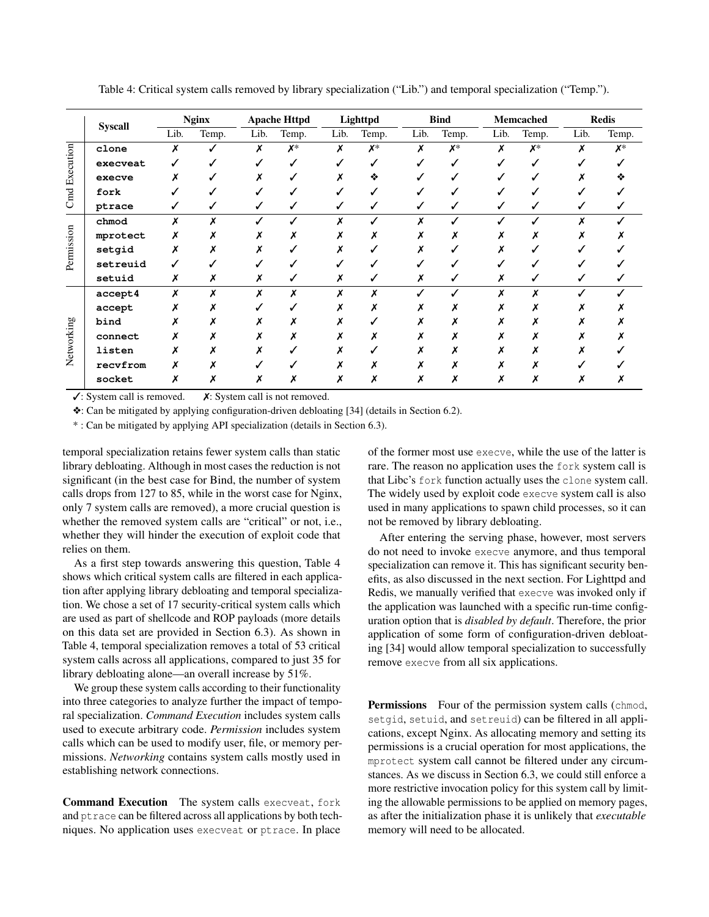Table 4: Critical system calls removed by library specialization ("Lib.") and temporal specialization ("Temp.").

| | Syscall | Nginx | | Apache Httpd | | Lighttpd | | Bind | | Memcached | | Redis | |
|---|---|---|---|---|---|---|---|---|---|---|---|---|---|
| | | Lib. | Temp. | Lib. | Temp. | Lib. | Temp. | Lib. | Temp. | Lib. | Temp. | Lib. | Temp. |
| Cmd Execution | clone | ✗ | ✓ | ✗ | ✗* | ✗ | ✗* | ✗ | ✗* | ✗ | ✗* | ✗ | ✗* |
| | execveat | ✓ | ✓ | ✓ | ✓ | ✓ | ✓ | ✓ | ✓ | ✓ | ✓ | ✓ | ✓ |
| | execve | ✗ | ✓ | ✗ | ✓ | ✗ | ❖ | ✓ | ✓ | ✓ | ✓ | ✗ | ❖ |
| | fork | ✓ | ✓ | ✓ | ✓ | ✓ | ✓ | ✓ | ✓ | ✓ | ✓ | ✓ | ✓ |
| | ptrace | ✓ | ✓ | ✓ | ✓ | ✓ | ✓ | ✓ | ✓ | ✓ | ✓ | ✓ | ✓ |
| Permission | chmod | ✗ | ✗ | ✓ | ✓ | ✗ | ✓ | ✗ | ✓ | ✓ | ✓ | ✗ | ✓ |
| | mprotect | ✗ | ✗ | ✗ | ✗ | ✗ | ✗ | ✗ | ✗ | ✗ | ✗ | ✗ | ✗ |
| | setgid | ✗ | ✗ | ✗ | ✓ | ✗ | ✓ | ✗ | ✓ | ✗ | ✓ | ✓ | ✓ |
| | setreuid | ✓ | ✓ | ✓ | ✓ | ✓ | ✓ | ✓ | ✓ | ✓ | ✓ | ✓ | ✓ |
| | setuid | ✗ | ✗ | ✗ | ✓ | ✗ | ✓ | ✗ | ✓ | ✗ | ✓ | ✓ | ✓ |
| Networking | accept4 | ✗ | ✗ | ✗ | ✗ | ✗ | ✗ | ✓ | ✓ | ✗ | ✗ | ✓ | ✓ |
| | accept | ✗ | ✗ | ✓ | ✓ | ✗ | ✗ | ✗ | ✗ | ✗ | ✗ | ✗ | ✗ |
| | bind | ✗ | ✗ | ✗ | ✗ | ✗ | ✓ | ✗ | ✗ | ✗ | ✗ | ✗ | ✗ |
| | connect | ✗ | ✗ | ✗ | ✗ | ✗ | ✗ | ✗ | ✗ | ✗ | ✗ | ✗ | ✗ |
| | listen | ✗ | ✗ | ✗ | ✓ | ✗ | ✓ | ✗ | ✗ | ✗ | ✗ | ✗ | ✓ |
| | recvfrom | ✗ | ✗ | ✓ | ✓ | ✗ | ✗ | ✗ | ✗ | ✗ | ✗ | ✓ | ✓ |
| | socket | ✗ | ✗ | ✗ | ✗ | ✗ | ✗ | ✗ | ✗ | ✗ | ✗ | ✗ | ✗ |

✓: System call is removed. ✗: System call is not removed.

❖: Can be mitigated by applying configuration-driven debloating [34] (details in Section 6.2).

* : Can be mitigated by applying API specialization (details in Section 6.3).

temporal specialization retains fewer system calls than static library debloating. Although in most cases the reduction is not significant (in the best case for Bind, the number of system calls drops from 127 to 85, while in the worst case for Nginx, only 7 system calls are removed), a more crucial question is whether the removed system calls are "critical" or not, i.e., whether they will hinder the execution of exploit code that relies on them.

As a first step towards answering this question, Table 4 shows which critical system calls are filtered in each application after applying library debloating and temporal specialization. We chose a set of 17 security-critical system calls which are used as part of shellcode and ROP payloads (more details on this data set are provided in Section 6.3). As shown in Table 4, temporal specialization removes a total of 53 critical system calls across all applications, compared to just 35 for library debloating alone—an overall increase by 51%.

We group these system calls according to their functionality into three categories to analyze further the impact of temporal specialization. *Command Execution* includes system calls used to execute arbitrary code. *Permission* includes system calls which can be used to modify user, file, or memory permissions. *Networking* contains system calls mostly used in establishing network connections.

**Command Execution** The system calls execveat, fork and ptrace can be filtered across all applications by both techniques. No application uses execveat or ptrace. In place of the former most use execve, while the use of the latter is rare. The reason no application uses the fork system call is that Libc's fork function actually uses the clone system call. The widely used by exploit code execve system call is also used in many applications to spawn child processes, so it can not be removed by library debloating.

After entering the serving phase, however, most servers do not need to invoke execve anymore, and thus temporal specialization can remove it. This has significant security benefits, as also discussed in the next section. For Lighttpd and Redis, we manually verified that execve was invoked only if the application was launched with a specific run-time configuration option that is *disabled by default*. Therefore, the prior application of some form of configuration-driven debloating [34] would allow temporal specialization to successfully remove execve from all six applications.

**Permissions** Four of the permission system calls (chmod, setgid, setuid, and setreuid) can be filtered in all applications, except Nginx. As allocating memory and setting its permissions is a crucial operation for most applications, the mprotect system call cannot be filtered under any circumstances. As we discuss in Section 6.3, we could still enforce a more restrictive invocation policy for this system call by limiting the allowable permissions to be applied on memory pages, as after the initialization phase it is unlikely that *executable* memory will need to be allocated.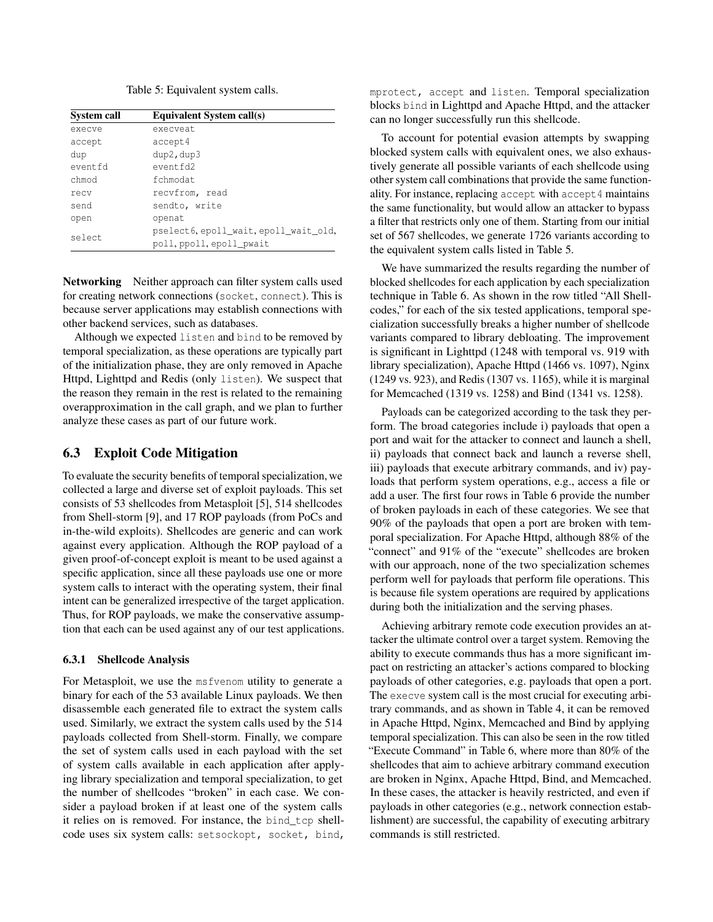Table 5: Equivalent system calls.

| System call | Equivalent System call(s) |
|---|---|
| execve | execveat |
| accept | accept4 |
| dup | dup2, dup3 |
| eventfd | eventfd2 |
| chmod | fchmodat |
| recv | recvfrom, read |
| send | sendto, write |
| open | openat |
| select | pselect6, epoll_wait, epoll_wait_old, poll, ppoll, epoll_pwait |

**Networking** Neither approach can filter system calls used for creating network connections (socket, connect). This is because server applications may establish connections with other backend services, such as databases.

Although we expected listen and bind to be removed by temporal specialization, as these operations are typically part of the initialization phase, they are only removed in Apache Httpd, Lighttpd and Redis (only listen). We suspect that the reason they remain in the rest is related to the remaining overapproximation in the call graph, and we plan to further analyze these cases as part of our future work.

## 6.3 Exploit Code Mitigation

To evaluate the security benefits of temporal specialization, we collected a large and diverse set of exploit payloads. This set consists of 53 shellcodes from Metasploit [5], 514 shellcodes from Shell-storm [9], and 17 ROP payloads (from PoCs and in-the-wild exploits). Shellcodes are generic and can work against every application. Although the ROP payload of a given proof-of-concept exploit is meant to be used against a specific application, since all these payloads use one or more system calls to interact with the operating system, their final intent can be generalized irrespective of the target application. Thus, for ROP payloads, we make the conservative assumption that each can be used against any of our test applications.

### 6.3.1 Shellcode Analysis

For Metasploit, we use the msfvenom utility to generate a binary for each of the 53 available Linux payloads. We then disassemble each generated file to extract the system calls used. Similarly, we extract the system calls used by the 514 payloads collected from Shell-storm. Finally, we compare the set of system calls used in each payload with the set of system calls available in each application after applying library specialization and temporal specialization, to get the number of shellcodes "broken" in each case. We consider a payload broken if at least one of the system calls it relies on is removed. For instance, the bind_tcp shellcode uses six system calls: setsockopt, socket, bind, mprotect, accept and listen. Temporal specialization blocks bind in Lighttpd and Apache Httpd, and the attacker can no longer successfully run this shellcode.

To account for potential evasion attempts by swapping blocked system calls with equivalent ones, we also exhaustively generate all possible variants of each shellcode using other system call combinations that provide the same functionality. For instance, replacing accept with accept4 maintains the same functionality, but would allow an attacker to bypass a filter that restricts only one of them. Starting from our initial set of 567 shellcodes, we generate 1726 variants according to the equivalent system calls listed in Table 5.

We have summarized the results regarding the number of blocked shellcodes for each application by each specialization technique in Table 6. As shown in the row titled "All Shellcodes," for each of the six tested applications, temporal specialization successfully breaks a higher number of shellcode variants compared to library debloating. The improvement is significant in Lighttpd (1248 with temporal vs. 919 with library specialization), Apache Httpd (1466 vs. 1097), Nginx (1249 vs. 923), and Redis (1307 vs. 1165), while it is marginal for Memcached (1319 vs. 1258) and Bind (1341 vs. 1258).

Payloads can be categorized according to the task they perform. The broad categories include i) payloads that open a port and wait for the attacker to connect and launch a shell, ii) payloads that connect back and launch a reverse shell, iii) payloads that execute arbitrary commands, and iv) payloads that perform system operations, e.g., access a file or add a user. The first four rows in Table 6 provide the number of broken payloads in each of these categories. We see that 90% of the payloads that open a port are broken with temporal specialization. For Apache Httpd, although 88% of the "connect" and 91% of the "execute" shellcodes are broken with our approach, none of the two specialization schemes perform well for payloads that perform file operations. This is because file system operations are required by applications during both the initialization and the serving phases.

Achieving arbitrary remote code execution provides an attacker the ultimate control over a target system. Removing the ability to execute commands thus has a more significant impact on restricting an attacker's actions compared to blocking payloads of other categories, e.g. payloads that open a port. The execve system call is the most crucial for executing arbitrary commands, and as shown in Table 4, it can be removed in Apache Httpd, Nginx, Memcached and Bind by applying temporal specialization. This can also be seen in the row titled "Execute Command" in Table 6, where more than 80% of the shellcodes that aim to achieve arbitrary command execution are broken in Nginx, Apache Httpd, Bind, and Memcached. In these cases, the attacker is heavily restricted, and even if payloads in other categories (e.g., network connection establishment) are successful, the capability of executing arbitrary commands is still restricted.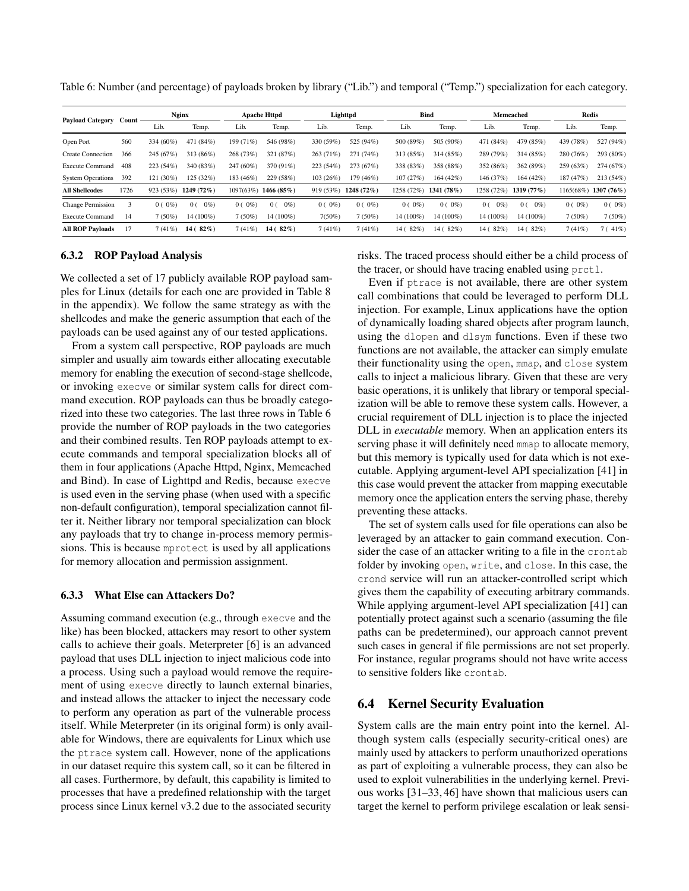Table 6: Number (and percentage) of payloads broken by library ("Lib.") and temporal ("Temp.") specialization for each category.

| Payload Category | Count | Nginx | | Apache Httpd | | Lighttpd | | Bind | | Memcached | | Redis | |
|---|---|---|---|---|---|---|---|---|---|---|---|---|---|
| | | Lib. | Temp. | Lib. | Temp. | Lib. | Temp. | Lib. | Temp. | Lib. | Temp. | Lib. | Temp. |
| Open Port | 560 | 334 (60%) | 471 (84%) | 199 (71%) | 546 (98%) | 330 (59%) | 525 (94%) | 500 (89%) | 505 (90%) | 471 (84%) | 479 (85%) | 439 (78%) | 527 (94%) |
| Create Connection | 366 | 245 (67%) | 313 (86%) | 268 (73%) | 321 (87%) | 263 (71%) | 271 (74%) | 313 (85%) | 314 (85%) | 289 (79%) | 314 (85%) | 280 (76%) | 293 (80%) |
| Execute Command | 408 | 223 (54%) | 340 (83%) | 247 (60%) | 370 (91%) | 223 (54%) | 273 (67%) | 338 (83%) | 358 (88%) | 352 (86%) | 362 (89%) | 259 (63%) | 274 (67%) |
| System Operations | 392 | 121 (30%) | 125 (32%) | 183 (46%) | 229 (58%) | 103 (26%) | 179 (46%) | 107 (27%) | 164 (42%) | 146 (37%) | 164 (42%) | 187 (47%) | 213 (54%) |
| **All Shellcodes** | 1726 | 923 (53%) | **1249 (72%)** | 1097(63%) | **1466 (85%)** | 919 (53%) | **1248 (72%)** | 1258 (72%) | **1341 (78%)** | 1258 (72%) | **1319 (77%)** | 1165(68%) | **1307 (76%)** |
| Change Permission | 3 | 0 ( 0%) | 0 ( 0%) | 0 ( 0%) | 0 ( 0%) | 0 ( 0%) | 0 ( 0%) | 0 ( 0%) | 0 ( 0%) | 0 ( 0%) | 0 ( 0%) | 0 ( 0%) | 0 ( 0%) |
| Execute Command | 14 | 7 (50%) | 14 (100%) | 7 (50%) | 14 (100%) | 7(50%) | 7 (50%) | 14 (100%) | 14 (100%) | 14 (100%) | 14 (100%) | 7 (50%) | 7 (50%) |
| **All ROP Payloads** | 17 | 7 (41%) | **14 ( 82%)** | 7 (41%) | **14 ( 82%)** | 7 (41%) | 7 (41%) | 14 ( 82%) | 14 ( 82%) | 14 ( 82%) | 14 ( 82%) | 7 (41%) | 7 ( 41%) |

### 6.3.2 ROP Payload Analysis

We collected a set of 17 publicly available ROP payload samples for Linux (details for each one are provided in Table 8 in the appendix). We follow the same strategy as with the shellcodes and make the generic assumption that each of the payloads can be used against any of our tested applications.

From a system call perspective, ROP payloads are much simpler and usually aim towards either allocating executable memory for enabling the execution of second-stage shellcode, or invoking `execve` or similar system calls for direct command execution. ROP payloads can thus be broadly categorized into these two categories. The last three rows in Table 6 provide the number of ROP payloads in the two categories and their combined results. Ten ROP payloads attempt to execute commands and temporal specialization blocks all of them in four applications (Apache Httpd, Nginx, Memcached and Bind). In case of Lighttpd and Redis, because `execve` is used even in the serving phase (when used with a specific non-default configuration), temporal specialization cannot filter it. Neither library nor temporal specialization can block any payloads that try to change in-process memory permissions. This is because `mprotect` is used by all applications for memory allocation and permission assignment.

### 6.3.3 What Else can Attackers Do?

Assuming command execution (e.g., through `execve` and the like) has been blocked, attackers may resort to other system calls to achieve their goals. Meterpreter [6] is an advanced payload that uses DLL injection to inject malicious code into a process. Using such a payload would remove the requirement of using `execve` directly to launch external binaries, and instead allows the attacker to inject the necessary code to perform any operation as part of the vulnerable process itself. While Meterpreter (in its original form) is only available for Windows, there are equivalents for Linux which use the `ptrace` system call. However, none of the applications in our dataset require this system call, so it can be filtered in all cases. Furthermore, by default, this capability is limited to processes that have a predefined relationship with the target process since Linux kernel v3.2 due to the associated security risks. The traced process should either be a child process of the tracer, or should have tracing enabled using `prctl`.

Even if `ptrace` is not available, there are other system call combinations that could be leveraged to perform DLL injection. For example, Linux applications have the option of dynamically loading shared objects after program launch, using the `dlopen` and `dlsym` functions. Even if these two functions are not available, the attacker can simply emulate their functionality using the `open`, `mmap`, and `close` system calls to inject a malicious library. Given that these are very basic operations, it is unlikely that library or temporal specialization will be able to remove these system calls. However, a crucial requirement of DLL injection is to place the injected DLL in *executable* memory. When an application enters its serving phase it will definitely need `mmap` to allocate memory, but this memory is typically used for data which is not executable. Applying argument-level API specialization [41] in this case would prevent the attacker from mapping executable memory once the application enters the serving phase, thereby preventing these attacks.

The set of system calls used for file operations can also be leveraged by an attacker to gain command execution. Consider the case of an attacker writing to a file in the `crontab` folder by invoking `open`, `write`, and `close`. In this case, the `crond` service will run an attacker-controlled script which gives them the capability of executing arbitrary commands. While applying argument-level API specialization [41] can potentially protect against such a scenario (assuming the file paths can be predetermined), our approach cannot prevent such cases in general if file permissions are not set properly. For instance, regular programs should not have write access to sensitive folders like `crontab`.

## 6.4 Kernel Security Evaluation

System calls are the main entry point into the kernel. Although system calls (especially security-critical ones) are mainly used by attackers to perform unauthorized operations as part of exploiting a vulnerable process, they can also be used to exploit vulnerabilities in the underlying kernel. Previous works [31–33, 46] have shown that malicious users can target the kernel to perform privilege escalation or leak sensi-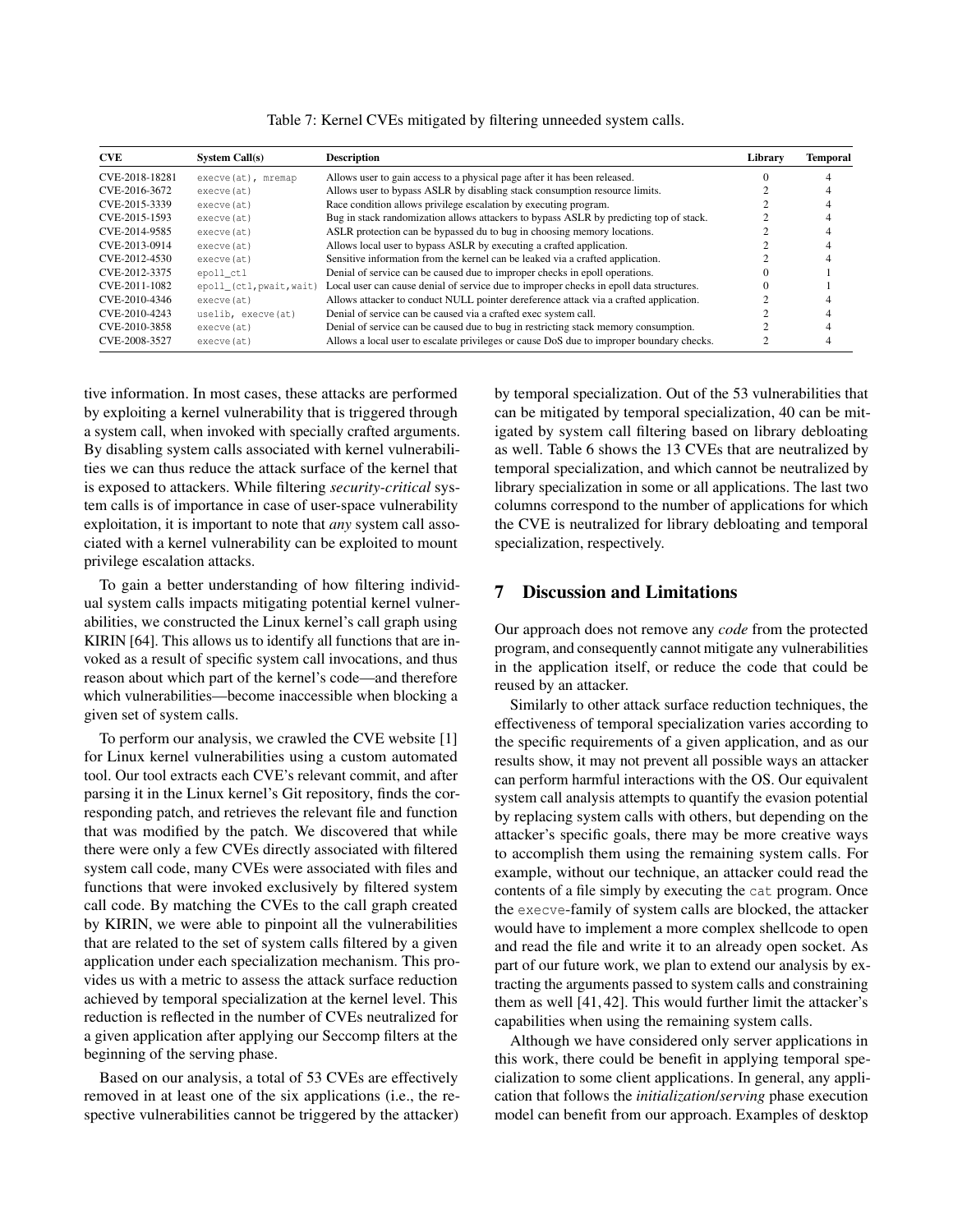Table 7: Kernel CVEs mitigated by filtering unneeded system calls.

| CVE | System Call(s) | Description | Library | Temporal |
|---|---|---|---|---|
| CVE-2018-18281 | execve(at), mremap | Allows user to gain access to a physical page after it has been released. | 0 | 4 |
| CVE-2016-3672 | execve(at) | Allows user to bypass ASLR by disabling stack consumption resource limits. | 2 | 4 |
| CVE-2015-3339 | execve(at) | Race condition allows privilege escalation by executing program. | 2 | 4 |
| CVE-2015-1593 | execve(at) | Bug in stack randomization allows attackers to bypass ASLR by predicting top of stack. | 2 | 4 |
| CVE-2014-9585 | execve(at) | ASLR protection can be bypassed du to bug in choosing memory locations. | 2 | 4 |
| CVE-2013-0914 | execve(at) | Allows local user to bypass ASLR by executing a crafted application. | 2 | 4 |
| CVE-2012-4530 | execve(at) | Sensitive information from the kernel can be leaked via a crafted application. | 2 | 4 |
| CVE-2012-3375 | epoll_ctl | Denial of service can be caused due to improper checks in epoll operations. | 0 | 1 |
| CVE-2011-1082 | epoll_(ctl,pwait,wait) | Local user can cause denial of service due to improper checks in epoll data structures. | 0 | 1 |
| CVE-2010-4346 | execve(at) | Allows attacker to conduct NULL pointer dereference attack via a crafted application. | 2 | 4 |
| CVE-2010-4243 | uselib, execve(at) | Denial of service can be caused via a crafted exec system call. | 2 | 4 |
| CVE-2010-3858 | execve(at) | Denial of service can be caused due to bug in restricting stack memory consumption. | 2 | 4 |
| CVE-2008-3527 | execve(at) | Allows a local user to escalate privileges or cause DoS due to improper boundary checks. | 2 | 4 |

tive information. In most cases, these attacks are performed by exploiting a kernel vulnerability that is triggered through a system call, when invoked with specially crafted arguments. By disabling system calls associated with kernel vulnerabilities we can thus reduce the attack surface of the kernel that is exposed to attackers. While filtering *security-critical* system calls is of importance in case of user-space vulnerability exploitation, it is important to note that *any* system call associated with a kernel vulnerability can be exploited to mount privilege escalation attacks.

To gain a better understanding of how filtering individual system calls impacts mitigating potential kernel vulnerabilities, we constructed the Linux kernel's call graph using KIRIN [64]. This allows us to identify all functions that are invoked as a result of specific system call invocations, and thus reason about which part of the kernel's code—and therefore which vulnerabilities—become inaccessible when blocking a given set of system calls.

To perform our analysis, we crawled the CVE website [1] for Linux kernel vulnerabilities using a custom automated tool. Our tool extracts each CVE's relevant commit, and after parsing it in the Linux kernel's Git repository, finds the corresponding patch, and retrieves the relevant file and function that was modified by the patch. We discovered that while there were only a few CVEs directly associated with filtered system call code, many CVEs were associated with files and functions that were invoked exclusively by filtered system call code. By matching the CVEs to the call graph created by KIRIN, we were able to pinpoint all the vulnerabilities that are related to the set of system calls filtered by a given application under each specialization mechanism. This provides us with a metric to assess the attack surface reduction achieved by temporal specialization at the kernel level. This reduction is reflected in the number of CVEs neutralized for a given application after applying our Seccomp filters at the beginning of the serving phase.

Based on our analysis, a total of 53 CVEs are effectively removed in at least one of the six applications (i.e., the respective vulnerabilities cannot be triggered by the attacker) by temporal specialization. Out of the 53 vulnerabilities that can be mitigated by temporal specialization, 40 can be mitigated by system call filtering based on library debloating as well. Table 6 shows the 13 CVEs that are neutralized by temporal specialization, and which cannot be neutralized by library specialization in some or all applications. The last two columns correspond to the number of applications for which the CVE is neutralized for library debloating and temporal specialization, respectively.

## 7 Discussion and Limitations

Our approach does not remove any *code* from the protected program, and consequently cannot mitigate any vulnerabilities in the application itself, or reduce the code that could be reused by an attacker.

Similarly to other attack surface reduction techniques, the effectiveness of temporal specialization varies according to the specific requirements of a given application, and as our results show, it may not prevent all possible ways an attacker can perform harmful interactions with the OS. Our equivalent system call analysis attempts to quantify the evasion potential by replacing system calls with others, but depending on the attacker's specific goals, there may be more creative ways to accomplish them using the remaining system calls. For example, without our technique, an attacker could read the contents of a file simply by executing the `cat` program. Once the `execve`-family of system calls are blocked, the attacker would have to implement a more complex shellcode to open and read the file and write it to an already open socket. As part of our future work, we plan to extend our analysis by extracting the arguments passed to system calls and constraining them as well [41, 42]. This would further limit the attacker's capabilities when using the remaining system calls.

Although we have considered only server applications in this work, there could be benefit in applying temporal specialization to some client applications. In general, any application that follows the *initialization*/*serving* phase execution model can benefit from our approach. Examples of desktop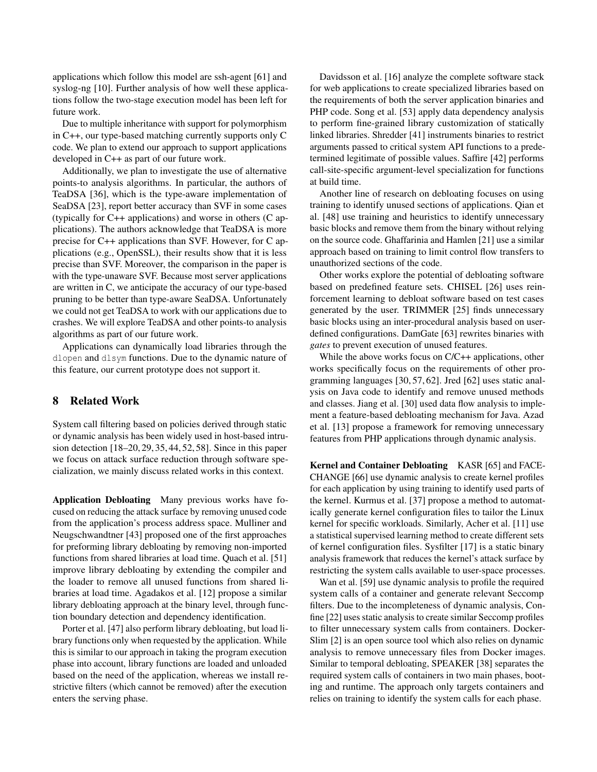applications which follow this model are ssh-agent [61] and syslog-ng [10]. Further analysis of how well these applications follow the two-stage execution model has been left for future work.

Due to multiple inheritance with support for polymorphism in C++, our type-based matching currently supports only C code. We plan to extend our approach to support applications developed in C++ as part of our future work.

Additionally, we plan to investigate the use of alternative points-to analysis algorithms. In particular, the authors of TeaDSA [36], which is the type-aware implementation of SeaDSA [23], report better accuracy than SVF in some cases (typically for C++ applications) and worse in others (C applications). The authors acknowledge that TeaDSA is more precise for C++ applications than SVF. However, for C applications (e.g., OpenSSL), their results show that it is less precise than SVF. Moreover, the comparison in the paper is with the type-unaware SVF. Because most server applications are written in C, we anticipate the accuracy of our type-based pruning to be better than type-aware SeaDSA. Unfortunately we could not get TeaDSA to work with our applications due to crashes. We will explore TeaDSA and other points-to analysis algorithms as part of our future work.

Applications can dynamically load libraries through the `dlopen` and `dlsym` functions. Due to the dynamic nature of this feature, our current prototype does not support it.

## 8 Related Work

System call filtering based on policies derived through static or dynamic analysis has been widely used in host-based intrusion detection [18–20, 29, 35, 44, 52, 58]. Since in this paper we focus on attack surface reduction through software specialization, we mainly discuss related works in this context.

**Application Debloating** Many previous works have focused on reducing the attack surface by removing unused code from the application's process address space. Mulliner and Neugschwandtner [43] proposed one of the first approaches for preforming library debloating by removing non-imported functions from shared libraries at load time. Quach et al. [51] improve library debloating by extending the compiler and the loader to remove all unused functions from shared libraries at load time. Agadakos et al. [12] propose a similar library debloating approach at the binary level, through function boundary detection and dependency identification.

Porter et al. [47] also perform library debloating, but load library functions only when requested by the application. While this is similar to our approach in taking the program execution phase into account, library functions are loaded and unloaded based on the need of the application, whereas we install restrictive filters (which cannot be removed) after the execution enters the serving phase.

Davidsson et al. [16] analyze the complete software stack for web applications to create specialized libraries based on the requirements of both the server application binaries and PHP code. Song et al. [53] apply data dependency analysis to perform fine-grained library customization of statically linked libraries. Shredder [41] instruments binaries to restrict arguments passed to critical system API functions to a predetermined legitimate of possible values. Saffire [42] performs call-site-specific argument-level specialization for functions at build time.

Another line of research on debloating focuses on using training to identify unused sections of applications. Qian et al. [48] use training and heuristics to identify unnecessary basic blocks and remove them from the binary without relying on the source code. Ghaffarinia and Hamlen [21] use a similar approach based on training to limit control flow transfers to unauthorized sections of the code.

Other works explore the potential of debloating software based on predefined feature sets. CHISEL [26] uses reinforcement learning to debloat software based on test cases generated by the user. TRIMMER [25] finds unnecessary basic blocks using an inter-procedural analysis based on user-defined configurations. DamGate [63] rewrites binaries with *gates* to prevent execution of unused features.

While the above works focus on C/C++ applications, other works specifically focus on the requirements of other programming languages [30, 57, 62]. Jred [62] uses static analysis on Java code to identify and remove unused methods and classes. Jiang et al. [30] used data flow analysis to implement a feature-based debloating mechanism for Java. Azad et al. [13] propose a framework for removing unnecessary features from PHP applications through dynamic analysis.

**Kernel and Container Debloating** KASR [65] and FACE-CHANGE [66] use dynamic analysis to create kernel profiles for each application by using training to identify used parts of the kernel. Kurmus et al. [37] propose a method to automatically generate kernel configuration files to tailor the Linux kernel for specific workloads. Similarly, Acher et al. [11] use a statistical supervised learning method to create different sets of kernel configuration files. Sysfilter [17] is a static binary analysis framework that reduces the kernel's attack surface by restricting the system calls available to user-space processes.

Wan et al. [59] use dynamic analysis to profile the required system calls of a container and generate relevant Seccomp filters. Due to the incompleteness of dynamic analysis, Confine [22] uses static analysis to create similar Seccomp profiles to filter unnecessary system calls from containers. DockerSlim [2] is an open source tool which also relies on dynamic analysis to remove unnecessary files from Docker images. Similar to temporal debloating, SPEAKER [38] separates the required system calls of containers in two main phases, booting and runtime. The approach only targets containers and relies on training to identify the system calls for each phase.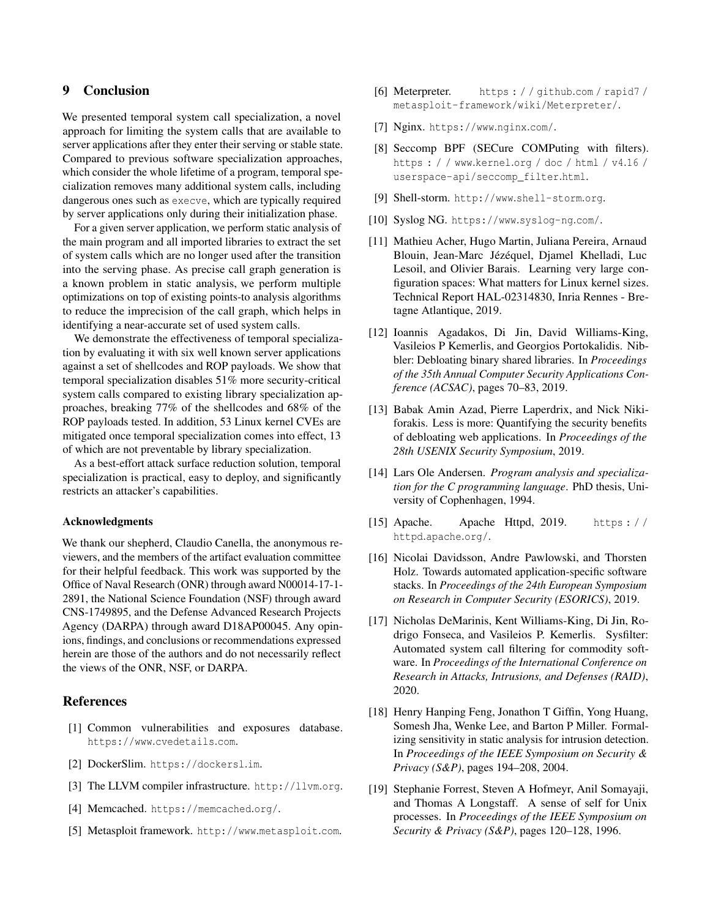## 9 Conclusion

We presented temporal system call specialization, a novel approach for limiting the system calls that are available to server applications after they enter their serving or stable state. Compared to previous software specialization approaches, which consider the whole lifetime of a program, temporal specialization removes many additional system calls, including dangerous ones such as `execve`, which are typically required by server applications only during their initialization phase.

For a given server application, we perform static analysis of the main program and all imported libraries to extract the set of system calls which are no longer used after the transition into the serving phase. As precise call graph generation is a known problem in static analysis, we perform multiple optimizations on top of existing points-to analysis algorithms to reduce the imprecision of the call graph, which helps in identifying a near-accurate set of used system calls.

We demonstrate the effectiveness of temporal specialization by evaluating it with six well known server applications against a set of shellcodes and ROP payloads. We show that temporal specialization disables 51% more security-critical system calls compared to existing library specialization approaches, breaking 77% of the shellcodes and 68% of the ROP payloads tested. In addition, 53 Linux kernel CVEs are mitigated once temporal specialization comes into effect, 13 of which are not preventable by library specialization.

As a best-effort attack surface reduction solution, temporal specialization is practical, easy to deploy, and significantly restricts an attacker's capabilities.

#### Acknowledgments

We thank our shepherd, Claudio Canella, the anonymous reviewers, and the members of the artifact evaluation committee for their helpful feedback. This work was supported by the Office of Naval Research (ONR) through award N00014-17-1-2891, the National Science Foundation (NSF) through award CNS-1749895, and the Defense Advanced Research Projects Agency (DARPA) through award D18AP00045. Any opinions, findings, and conclusions or recommendations expressed herein are those of the authors and do not necessarily reflect the views of the ONR, NSF, or DARPA.

## References

[1] Common vulnerabilities and exposures database. https://www.cvedetails.com.

[2] DockerSlim. https://dockersl.im.

[3] The LLVM compiler infrastructure. http://llvm.org.

[4] Memcached. https://memcached.org/.

[5] Metasploit framework. http://www.metasploit.com.

[6] Meterpreter. https://github.com/rapid7/metasploit-framework/wiki/Meterpreter/.

[7] Nginx. https://www.nginx.com/.

[8] Seccomp BPF (SECure COMPuting with filters). https://www.kernel.org/doc/html/v4.16/userspace-api/seccomp_filter.html.

[9] Shell-storm. http://www.shell-storm.org.

[10] Syslog NG. https://www.syslog-ng.com/.

[11] Mathieu Acher, Hugo Martin, Juliana Pereira, Arnaud Blouin, Jean-Marc Jézéquel, Djamel Khelladi, Luc Lesoil, and Olivier Barais. Learning very large configuration spaces: What matters for Linux kernel sizes. Technical Report HAL-02314830, Inria Rennes - Bretagne Atlantique, 2019.

[12] Ioannis Agadakos, Di Jin, David Williams-King, Vasileios P Kemerlis, and Georgios Portokalidis. Nibbler: Debloating binary shared libraries. In *Proceedings of the 35th Annual Computer Security Applications Conference (ACSAC)*, pages 70–83, 2019.

[13] Babak Amin Azad, Pierre Laperdrix, and Nick Nikiforakis. Less is more: Quantifying the security benefits of debloating web applications. In *Proceedings of the 28th USENIX Security Symposium*, 2019.

[14] Lars Ole Andersen. *Program analysis and specialization for the C programming language*. PhD thesis, University of Cophenhagen, 1994.

[15] Apache. Apache Httpd, 2019. https://httpd.apache.org/.

[16] Nicolai Davidsson, Andre Pawlowski, and Thorsten Holz. Towards automated application-specific software stacks. In *Proceedings of the 24th European Symposium on Research in Computer Security (ESORICS)*, 2019.

[17] Nicholas DeMarinis, Kent Williams-King, Di Jin, Rodrigo Fonseca, and Vasileios P. Kemerlis. Sysfilter: Automated system call filtering for commodity software. In *Proceedings of the International Conference on Research in Attacks, Intrusions, and Defenses (RAID)*, 2020.

[18] Henry Hanping Feng, Jonathon T Giffin, Yong Huang, Somesh Jha, Wenke Lee, and Barton P Miller. Formalizing sensitivity in static analysis for intrusion detection. In *Proceedings of the IEEE Symposium on Security & Privacy (S&P)*, pages 194–208, 2004.

[19] Stephanie Forrest, Steven A Hofmeyr, Anil Somayaji, and Thomas A Longstaff. A sense of self for Unix processes. In *Proceedings of the IEEE Symposium on Security & Privacy (S&P)*, pages 120–128, 1996.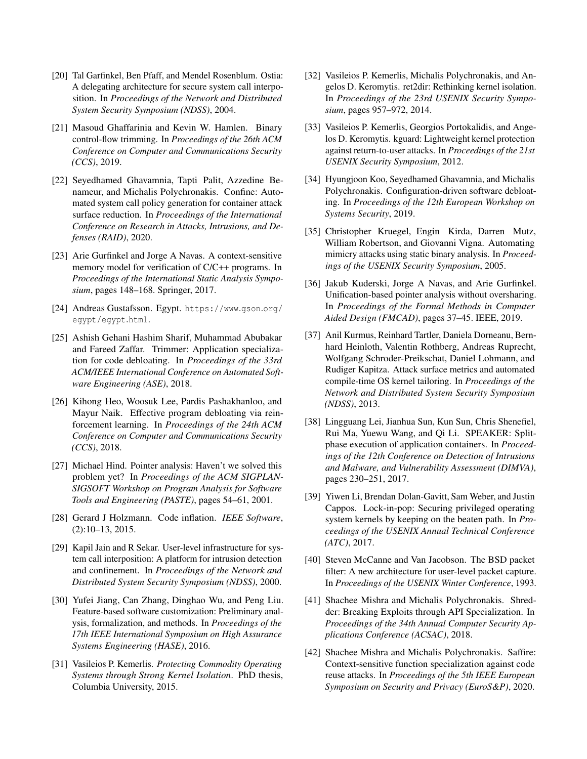[20] Tal Garfinkel, Ben Pfaff, and Mendel Rosenblum. Ostia: A delegating architecture for secure system call interposition. In *Proceedings of the Network and Distributed System Security Symposium (NDSS)*, 2004.

[21] Masoud Ghaffarinia and Kevin W. Hamlen. Binary control-flow trimming. In *Proceedings of the 26th ACM Conference on Computer and Communications Security (CCS)*, 2019.

[22] Seyedhamed Ghavamnia, Tapti Palit, Azzedine Benameur, and Michalis Polychronakis. Confine: Automated system call policy generation for container attack surface reduction. In *Proceedings of the International Conference on Research in Attacks, Intrusions, and Defenses (RAID)*, 2020.

[23] Arie Gurfinkel and Jorge A Navas. A context-sensitive memory model for verification of C/C++ programs. In *Proceedings of the International Static Analysis Symposium*, pages 148–168. Springer, 2017.

[24] Andreas Gustafsson. Egypt. https://www.gson.org/egypt/egypt.html.

[25] Ashish Gehani Hashim Sharif, Muhammad Abubakar and Fareed Zaffar. Trimmer: Application specialization for code debloating. In *Proceedings of the 33rd ACM/IEEE International Conference on Automated Software Engineering (ASE)*, 2018.

[26] Kihong Heo, Woosuk Lee, Pardis Pashakhanloo, and Mayur Naik. Effective program debloating via reinforcement learning. In *Proceedings of the 24th ACM Conference on Computer and Communications Security (CCS)*, 2018.

[27] Michael Hind. Pointer analysis: Haven't we solved this problem yet? In *Proceedings of the ACM SIGPLAN-SIGSOFT Workshop on Program Analysis for Software Tools and Engineering (PASTE)*, pages 54–61, 2001.

[28] Gerard J Holzmann. Code inflation. *IEEE Software*, (2):10–13, 2015.

[29] Kapil Jain and R Sekar. User-level infrastructure for system call interposition: A platform for intrusion detection and confinement. In *Proceedings of the Network and Distributed System Security Symposium (NDSS)*, 2000.

[30] Yufei Jiang, Can Zhang, Dinghao Wu, and Peng Liu. Feature-based software customization: Preliminary analysis, formalization, and methods. In *Proceedings of the 17th IEEE International Symposium on High Assurance Systems Engineering (HASE)*, 2016.

[31] Vasileios P. Kemerlis. *Protecting Commodity Operating Systems through Strong Kernel Isolation*. PhD thesis, Columbia University, 2015.

[32] Vasileios P. Kemerlis, Michalis Polychronakis, and Angelos D. Keromytis. ret2dir: Rethinking kernel isolation. In *Proceedings of the 23rd USENIX Security Symposium*, pages 957–972, 2014.

[33] Vasileios P. Kemerlis, Georgios Portokalidis, and Angelos D. Keromytis. kguard: Lightweight kernel protection against return-to-user attacks. In *Proceedings of the 21st USENIX Security Symposium*, 2012.

[34] Hyungjoon Koo, Seyedhamed Ghavamnia, and Michalis Polychronakis. Configuration-driven software debloating. In *Proceedings of the 12th European Workshop on Systems Security*, 2019.

[35] Christopher Kruegel, Engin Kirda, Darren Mutz, William Robertson, and Giovanni Vigna. Automating mimicry attacks using static binary analysis. In *Proceedings of the USENIX Security Symposium*, 2005.

[36] Jakub Kuderski, Jorge A Navas, and Arie Gurfinkel. Unification-based pointer analysis without oversharing. In *Proceedings of the Formal Methods in Computer Aided Design (FMCAD)*, pages 37–45. IEEE, 2019.

[37] Anil Kurmus, Reinhard Tartler, Daniela Dorneanu, Bernhard Heinloth, Valentin Rothberg, Andreas Ruprecht, Wolfgang Schroder-Preikschat, Daniel Lohmann, and Rudiger Kapitza. Attack surface metrics and automated compile-time OS kernel tailoring. In *Proceedings of the Network and Distributed System Security Symposium (NDSS)*, 2013.

[38] Lingguang Lei, Jianhua Sun, Kun Sun, Chris Shenefiel, Rui Ma, Yuewu Wang, and Qi Li. SPEAKER: Split-phase execution of application containers. In *Proceedings of the 12th Conference on Detection of Intrusions and Malware, and Vulnerability Assessment (DIMVA)*, pages 230–251, 2017.

[39] Yiwen Li, Brendan Dolan-Gavitt, Sam Weber, and Justin Cappos. Lock-in-pop: Securing privileged operating system kernels by keeping on the beaten path. In *Proceedings of the USENIX Annual Technical Conference (ATC)*, 2017.

[40] Steven McCanne and Van Jacobson. The BSD packet filter: A new architecture for user-level packet capture. In *Proceedings of the USENIX Winter Conference*, 1993.

[41] Shachee Mishra and Michalis Polychronakis. Shredder: Breaking Exploits through API Specialization. In *Proceedings of the 34th Annual Computer Security Applications Conference (ACSAC)*, 2018.

[42] Shachee Mishra and Michalis Polychronakis. Saffire: Context-sensitive function specialization against code reuse attacks. In *Proceedings of the 5th IEEE European Symposium on Security and Privacy (EuroS&P)*, 2020.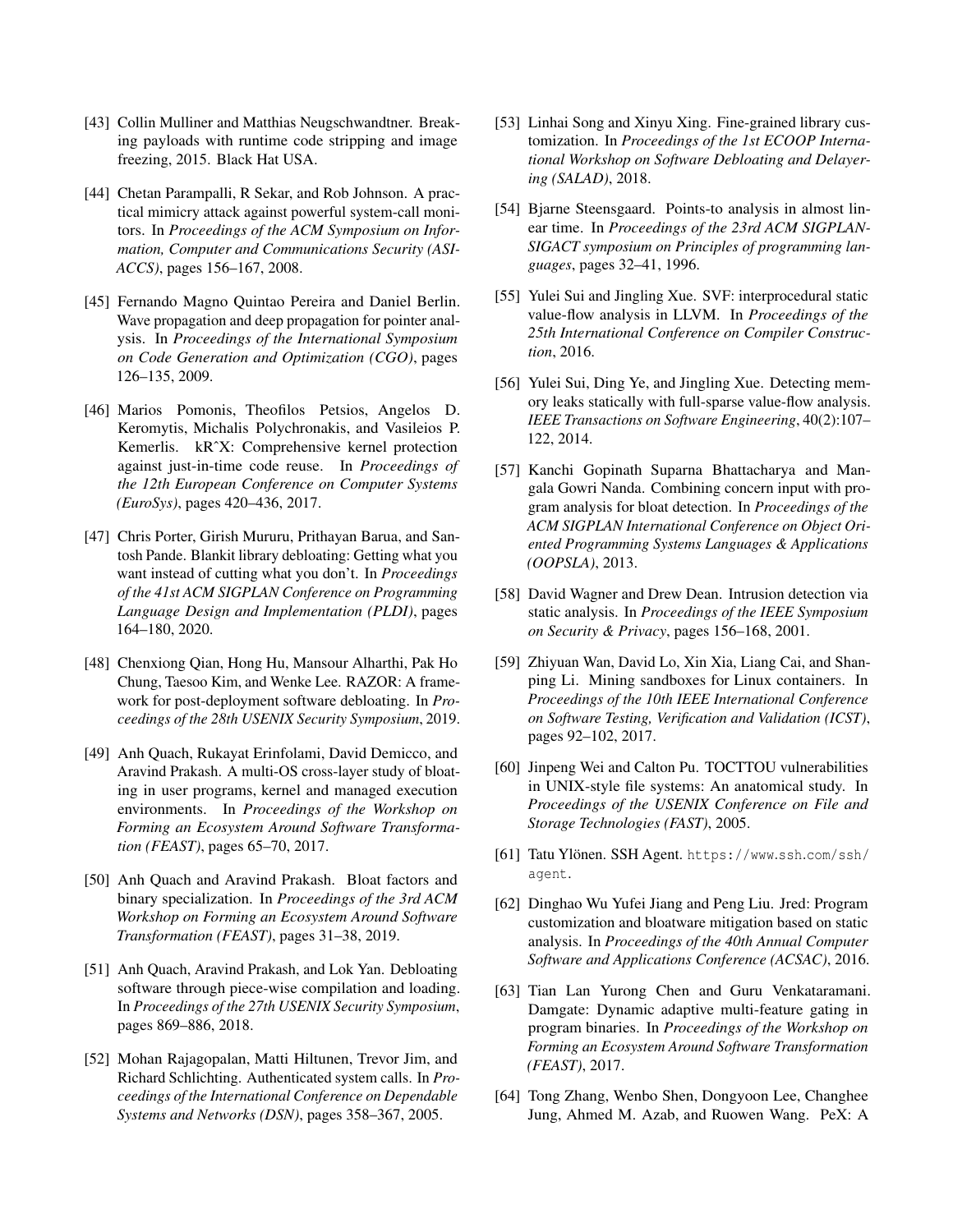[43] Collin Mulliner and Matthias Neugschwandtner. Breaking payloads with runtime code stripping and image freezing, 2015. Black Hat USA.

[44] Chetan Parampalli, R Sekar, and Rob Johnson. A practical mimicry attack against powerful system-call monitors. In *Proceedings of the ACM Symposium on Information, Computer and Communications Security (ASIACCS)*, pages 156–167, 2008.

[45] Fernando Magno Quintao Pereira and Daniel Berlin. Wave propagation and deep propagation for pointer analysis. In *Proceedings of the International Symposium on Code Generation and Optimization (CGO)*, pages 126–135, 2009.

[46] Marios Pomonis, Theofilos Petsios, Angelos D. Keromytis, Michalis Polychronakis, and Vasileios P. Kemerlis. kRˆX: Comprehensive kernel protection against just-in-time code reuse. In *Proceedings of the 12th European Conference on Computer Systems (EuroSys)*, pages 420–436, 2017.

[47] Chris Porter, Girish Mururu, Prithayan Barua, and Santosh Pande. Blankit library debloating: Getting what you want instead of cutting what you don't. In *Proceedings of the 41st ACM SIGPLAN Conference on Programming Language Design and Implementation (PLDI)*, pages 164–180, 2020.

[48] Chenxiong Qian, Hong Hu, Mansour Alharthi, Pak Ho Chung, Taesoo Kim, and Wenke Lee. RAZOR: A framework for post-deployment software debloating. In *Proceedings of the 28th USENIX Security Symposium*, 2019.

[49] Anh Quach, Rukayat Erinfolami, David Demicco, and Aravind Prakash. A multi-OS cross-layer study of bloating in user programs, kernel and managed execution environments. In *Proceedings of the Workshop on Forming an Ecosystem Around Software Transformation (FEAST)*, pages 65–70, 2017.

[50] Anh Quach and Aravind Prakash. Bloat factors and binary specialization. In *Proceedings of the 3rd ACM Workshop on Forming an Ecosystem Around Software Transformation (FEAST)*, pages 31–38, 2019.

[51] Anh Quach, Aravind Prakash, and Lok Yan. Debloating software through piece-wise compilation and loading. In *Proceedings of the 27th USENIX Security Symposium*, pages 869–886, 2018.

[52] Mohan Rajagopalan, Matti Hiltunen, Trevor Jim, and Richard Schlichting. Authenticated system calls. In *Proceedings of the International Conference on Dependable Systems and Networks (DSN)*, pages 358–367, 2005.

[53] Linhai Song and Xinyu Xing. Fine-grained library customization. In *Proceedings of the 1st ECOOP International Workshop on Software Debloating and Delayering (SALAD)*, 2018.

[54] Bjarne Steensgaard. Points-to analysis in almost linear time. In *Proceedings of the 23rd ACM SIGPLAN-SIGACT symposium on Principles of programming languages*, pages 32–41, 1996.

[55] Yulei Sui and Jingling Xue. SVF: interprocedural static value-flow analysis in LLVM. In *Proceedings of the 25th International Conference on Compiler Construction*, 2016.

[56] Yulei Sui, Ding Ye, and Jingling Xue. Detecting memory leaks statically with full-sparse value-flow analysis. *IEEE Transactions on Software Engineering*, 40(2):107–122, 2014.

[57] Kanchi Gopinath Suparna Bhattacharya and Mangala Gowri Nanda. Combining concern input with program analysis for bloat detection. In *Proceedings of the ACM SIGPLAN International Conference on Object Oriented Programming Systems Languages & Applications (OOPSLA)*, 2013.

[58] David Wagner and Drew Dean. Intrusion detection via static analysis. In *Proceedings of the IEEE Symposium on Security & Privacy*, pages 156–168, 2001.

[59] Zhiyuan Wan, David Lo, Xin Xia, Liang Cai, and Shanping Li. Mining sandboxes for Linux containers. In *Proceedings of the 10th IEEE International Conference on Software Testing, Verification and Validation (ICST)*, pages 92–102, 2017.

[60] Jinpeng Wei and Calton Pu. TOCTTOU vulnerabilities in UNIX-style file systems: An anatomical study. In *Proceedings of the USENIX Conference on File and Storage Technologies (FAST)*, 2005.

[61] Tatu Ylönen. SSH Agent. `https://www.ssh.com/ssh/agent`.

[62] Dinghao Wu Yufei Jiang and Peng Liu. Jred: Program customization and bloatware mitigation based on static analysis. In *Proceedings of the 40th Annual Computer Software and Applications Conference (ACSAC)*, 2016.

[63] Tian Lan Yurong Chen and Guru Venkataramani. Damgate: Dynamic adaptive multi-feature gating in program binaries. In *Proceedings of the Workshop on Forming an Ecosystem Around Software Transformation (FEAST)*, 2017.

[64] Tong Zhang, Wenbo Shen, Dongyoon Lee, Changhee Jung, Ahmed M. Azab, and Ruowen Wang. PeX: A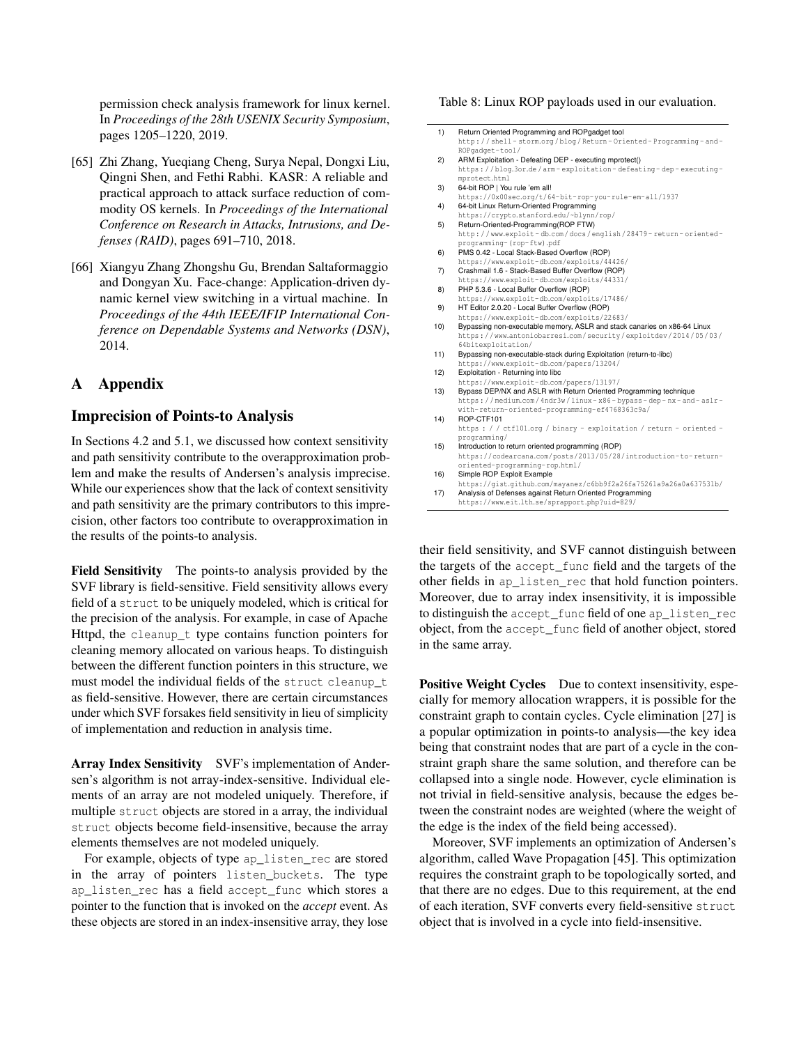permission check analysis framework for linux kernel. In *Proceedings of the 28th USENIX Security Symposium*, pages 1205–1220, 2019.

[65] Zhi Zhang, Yueqiang Cheng, Surya Nepal, Dongxi Liu, Qingni Shen, and Fethi Rabhi. KASR: A reliable and practical approach to attack surface reduction of commodity OS kernels. In *Proceedings of the International Conference on Research in Attacks, Intrusions, and Defenses (RAID)*, pages 691–710, 2018.

[66] Xiangyu Zhang Zhongshu Gu, Brendan Saltaformaggio and Dongyan Xu. Face-change: Application-driven dynamic kernel view switching in a virtual machine. In *Proceedings of the 44th IEEE/IFIP International Conference on Dependable Systems and Networks (DSN)*, 2014.

## A Appendix

### Imprecision of Points-to Analysis

In Sections 4.2 and 5.1, we discussed how context sensitivity and path sensitivity contribute to the overapproximation problem and make the results of Andersen's analysis imprecise. While our experiences show that the lack of context sensitivity and path sensitivity are the primary contributors to this imprecision, other factors too contribute to overapproximation in the results of the points-to analysis.

**Field Sensitivity** The points-to analysis provided by the SVF library is field-sensitive. Field sensitivity allows every field of a struct to be uniquely modeled, which is critical for the precision of the analysis. For example, in case of Apache Httpd, the cleanup_t type contains function pointers for cleaning memory allocated on various heaps. To distinguish between the different function pointers in this structure, we must model the individual fields of the struct cleanup_t as field-sensitive. However, there are certain circumstances under which SVF forsakes field sensitivity in lieu of simplicity of implementation and reduction in analysis time.

**Array Index Sensitivity** SVF's implementation of Andersen's algorithm is not array-index-sensitive. Individual elements of an array are not modeled uniquely. Therefore, if multiple struct objects are stored in a array, the individual struct objects become field-insensitive, because the array elements themselves are not modeled uniquely.

For example, objects of type ap_listen_rec are stored in the array of pointers listen_buckets. The type ap_listen_rec has a field accept_func which stores a pointer to the function that is invoked on the *accept* event. As these objects are stored in an index-insensitive array, they lose their field sensitivity, and SVF cannot distinguish between the targets of the accept_func field and the targets of the other fields in ap_listen_rec that hold function pointers. Moreover, due to array index insensitivity, it is impossible to distinguish the accept_func field of one ap_listen_rec object, from the accept_func field of another object, stored in the same array.

**Positive Weight Cycles** Due to context insensitivity, especially for memory allocation wrappers, it is possible for the constraint graph to contain cycles. Cycle elimination [27] is a popular optimization in points-to analysis—the key idea being that constraint nodes that are part of a cycle in the constraint graph share the same solution, and therefore can be collapsed into a single node. However, cycle elimination is not trivial in field-sensitive analysis, because the edges between the constraint nodes are weighted (where the weight of the edge is the index of the field being accessed).

Moreover, SVF implements an optimization of Andersen's algorithm, called Wave Propagation [45]. This optimization requires the constraint graph to be topologically sorted, and that there are no edges. Due to this requirement, at the end of each iteration, SVF converts every field-sensitive struct object that is involved in a cycle into field-insensitive.

Table 8: Linux ROP payloads used in our evaluation.

| | |
|---|---|
| 1) | Return Oriented Programming and ROPgadget tool<br>http://shell-storm.org/blog/Return-Oriented-Programming-and-ROPgadget-tool/ |
| 2) | ARM Exploitation - Defeating DEP - executing mprotect()<br>https://blog.3or.de/arm-exploitation-defeating-dep-executing-mprotect.html |
| 3) | 64-bit ROP \| You rule 'em all!<br>https://0x00sec.org/t/64-bit-rop-you-rule-em-all/1937 |
| 4) | 64-bit Linux Return-Oriented Programming<br>https://crypto.stanford.edu/~blynn/rop/ |
| 5) | Return-Oriented-Programming(ROP FTW)<br>http://www.exploit-db.com/docs/english/28479-return-oriented-programming-(rop-ftw).pdf |
| 6) | PMS 0.42 - Local Stack-Based Overflow (ROP)<br>https://www.exploit-db.com/exploits/44426/ |
| 7) | Crashmail 1.6 - Stack-Based Buffer Overflow (ROP)<br>https://www.exploit-db.com/exploits/44331/ |
| 8) | PHP 5.3.6 - Local Buffer Overflow (ROP)<br>https://www.exploit-db.com/exploits/17486/ |
| 9) | HT Editor 2.0.20 - Local Buffer Overflow (ROP)<br>https://www.exploit-db.com/exploits/22683/ |
| 10) | Bypassing non-executable memory, ASLR and stack canaries on x86-64 Linux<br>https://www.antoniobarresi.com/security/exploitdev/2014/05/03/64bitexploitation/ |
| 11) | Bypassing non-executable-stack during Exploitation (return-to-libc)<br>https://www.exploit-db.com/papers/13204/ |
| 12) | Exploitation - Returning into libc<br>https://www.exploit-db.com/papers/13197/ |
| 13) | Bypass DEP/NX and ASLR with Return Oriented Programming technique<br>https://medium.com/4ndr3w/linux-x86-bypass-dep-nx-and-aslr-with-return-oriented-programming-ef4768363c9a/ |
| 14) | ROP-CTF101<br>https://ctf101.org/binary-exploitation/return-oriented-programming/ |
| 15) | Introduction to return oriented programming (ROP)<br>https://codearcana.com/posts/2013/05/28/introduction-to-return-oriented-programming-rop.html/ |
| 16) | Simple ROP Exploit Example<br>https://gist.github.com/mayanez/c6bb9f2a26fa75261a9a26a0a637531b/ |
| 17) | Analysis of Defenses against Return Oriented Programming<br>https://www.eit.lth.se/sprapport.php?uid=829/ |